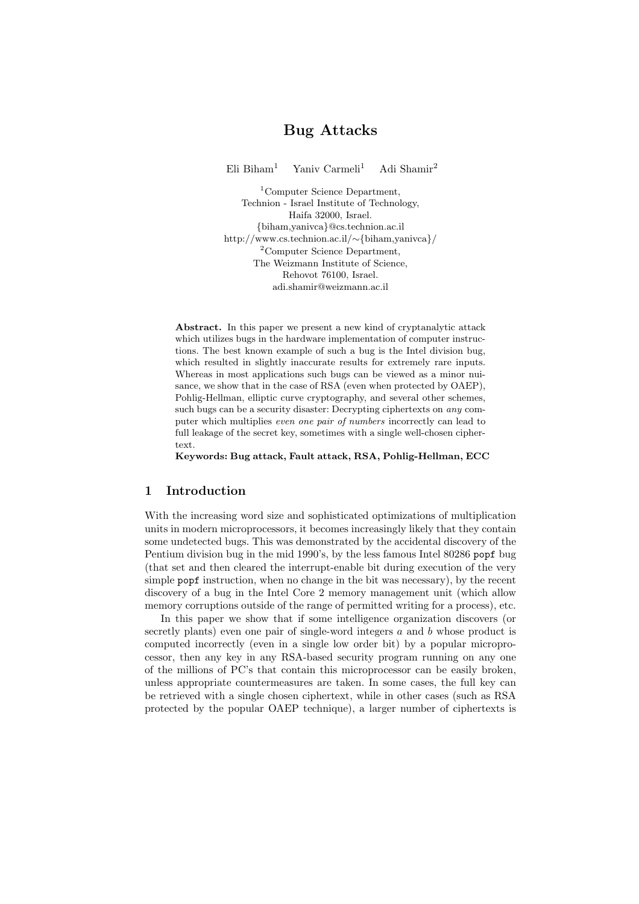# Bug Attacks

Eli Biham[1] Yaniv Carmeli[1] Adi Shamir[2]

[1]Computer Science Department,
Technion - Israel Institute of Technology,
Haifa 32000, Israel.
{biham,yanivca}@cs.technion.ac.il
http://www.cs.technion.ac.il/∼{biham,yanivca}/
[2]Computer Science Department,
The Weizmann Institute of Science,
Rehovot 76100, Israel.
adi.shamir@weizmann.ac.il

**Abstract.** In this paper we present a new kind of cryptanalytic attack which utilizes bugs in the hardware implementation of computer instructions. The best known example of such a bug is the Intel division bug, which resulted in slightly inaccurate results for extremely rare inputs. Whereas in most applications such bugs can be viewed as a minor nuisance, we show that in the case of RSA (even when protected by OAEP), Pohlig-Hellman, elliptic curve cryptography, and several other schemes, such bugs can be a security disaster: Decrypting ciphertexts on *any* computer which multiplies *even one pair of numbers* incorrectly can lead to full leakage of the secret key, sometimes with a single well-chosen ciphertext.

**Keywords: Bug attack, Fault attack, RSA, Pohlig-Hellman, ECC**

## 1 Introduction

With the increasing word size and sophisticated optimizations of multiplication units in modern microprocessors, it becomes increasingly likely that they contain some undetected bugs. This was demonstrated by the accidental discovery of the Pentium division bug in the mid 1990's, by the less famous Intel 80286 `popf` bug (that set and then cleared the interrupt-enable bit during execution of the very simple `popf` instruction, when no change in the bit was necessary), by the recent discovery of a bug in the Intel Core 2 memory management unit (which allow memory corruptions outside of the range of permitted writing for a process), etc.

In this paper we show that if some intelligence organization discovers (or secretly plants) even one pair of single-word integers $a$ and $b$ whose product is computed incorrectly (even in a single low order bit) by a popular microprocessor, then any key in any RSA-based security program running on any one of the millions of PC's that contain this microprocessor can be easily broken, unless appropriate countermeasures are taken. In some cases, the full key can be retrieved with a single chosen ciphertext, while in other cases (such as RSA protected by the popular OAEP technique), a larger number of ciphertexts is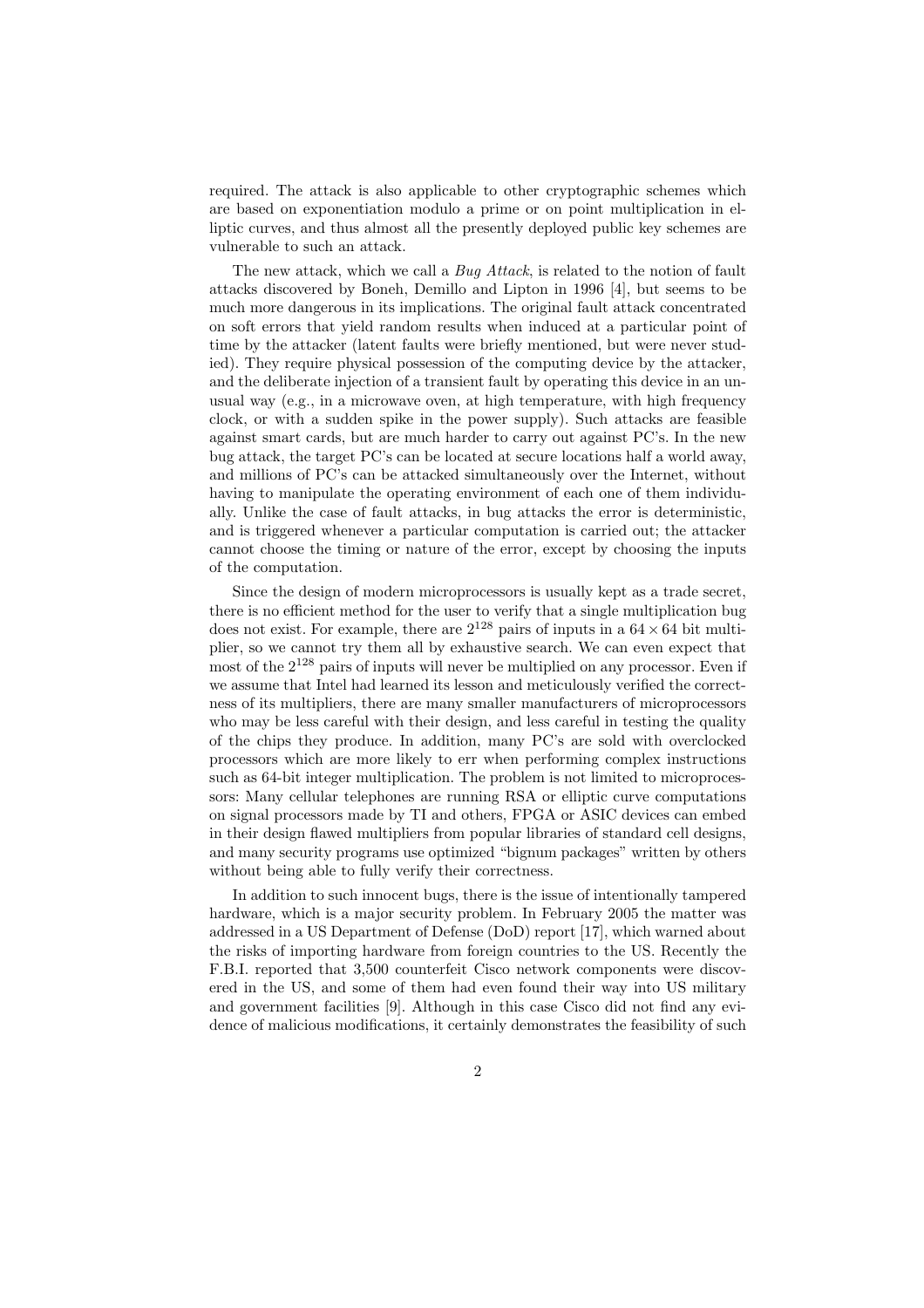required. The attack is also applicable to other cryptographic schemes which are based on exponentiation modulo a prime or on point multiplication in elliptic curves, and thus almost all the presently deployed public key schemes are vulnerable to such an attack.

The new attack, which we call a *Bug Attack*, is related to the notion of fault attacks discovered by Boneh, Demillo and Lipton in 1996 [4], but seems to be much more dangerous in its implications. The original fault attack concentrated on soft errors that yield random results when induced at a particular point of time by the attacker (latent faults were briefly mentioned, but were never studied). They require physical possession of the computing device by the attacker, and the deliberate injection of a transient fault by operating this device in an unusual way (e.g., in a microwave oven, at high temperature, with high frequency clock, or with a sudden spike in the power supply). Such attacks are feasible against smart cards, but are much harder to carry out against PC's. In the new bug attack, the target PC's can be located at secure locations half a world away, and millions of PC's can be attacked simultaneously over the Internet, without having to manipulate the operating environment of each one of them individually. Unlike the case of fault attacks, in bug attacks the error is deterministic, and is triggered whenever a particular computation is carried out; the attacker cannot choose the timing or nature of the error, except by choosing the inputs of the computation.

Since the design of modern microprocessors is usually kept as a trade secret, there is no efficient method for the user to verify that a single multiplication bug does not exist. For example, there are $2^{128}$ pairs of inputs in a $64 \times 64$ bit multiplier, so we cannot try them all by exhaustive search. We can even expect that most of the $2^{128}$ pairs of inputs will never be multiplied on any processor. Even if we assume that Intel had learned its lesson and meticulously verified the correctness of its multipliers, there are many smaller manufacturers of microprocessors who may be less careful with their design, and less careful in testing the quality of the chips they produce. In addition, many PC's are sold with overclocked processors which are more likely to err when performing complex instructions such as 64-bit integer multiplication. The problem is not limited to microprocessors: Many cellular telephones are running RSA or elliptic curve computations on signal processors made by TI and others, FPGA or ASIC devices can embed in their design flawed multipliers from popular libraries of standard cell designs, and many security programs use optimized "bignum packages" written by others without being able to fully verify their correctness.

In addition to such innocent bugs, there is the issue of intentionally tampered hardware, which is a major security problem. In February 2005 the matter was addressed in a US Department of Defense (DoD) report [17], which warned about the risks of importing hardware from foreign countries to the US. Recently the F.B.I. reported that 3,500 counterfeit Cisco network components were discovered in the US, and some of them had even found their way into US military and government facilities [9]. Although in this case Cisco did not find any evidence of malicious modifications, it certainly demonstrates the feasibility of such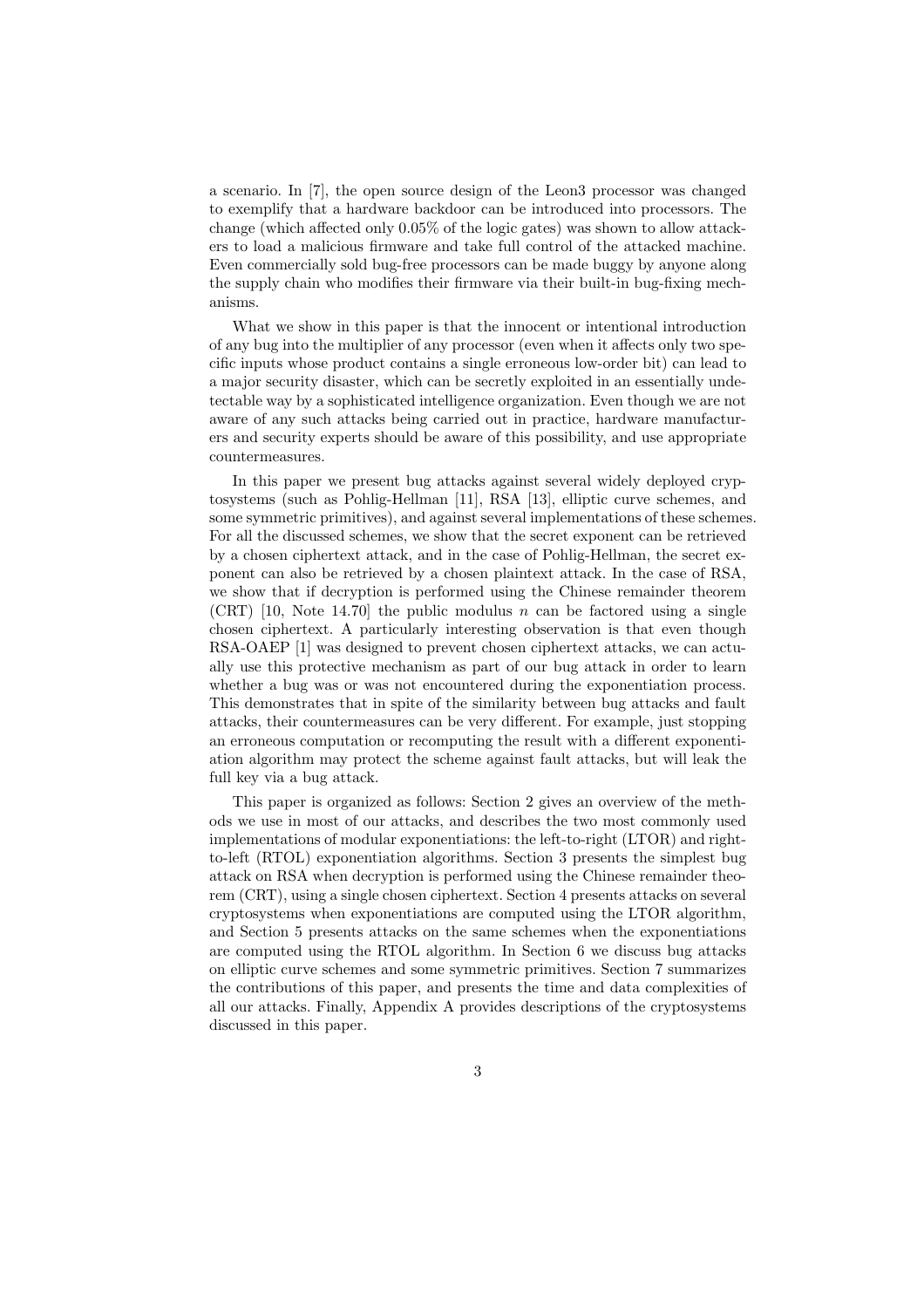a scenario. In [7], the open source design of the Leon3 processor was changed to exemplify that a hardware backdoor can be introduced into processors. The change (which affected only 0.05% of the logic gates) was shown to allow attackers to load a malicious firmware and take full control of the attacked machine. Even commercially sold bug-free processors can be made buggy by anyone along the supply chain who modifies their firmware via their built-in bug-fixing mechanisms.

What we show in this paper is that the innocent or intentional introduction of any bug into the multiplier of any processor (even when it affects only two specific inputs whose product contains a single erroneous low-order bit) can lead to a major security disaster, which can be secretly exploited in an essentially undetectable way by a sophisticated intelligence organization. Even though we are not aware of any such attacks being carried out in practice, hardware manufacturers and security experts should be aware of this possibility, and use appropriate countermeasures.

In this paper we present bug attacks against several widely deployed cryptosystems (such as Pohlig-Hellman [11], RSA [13], elliptic curve schemes, and some symmetric primitives), and against several implementations of these schemes. For all the discussed schemes, we show that the secret exponent can be retrieved by a chosen ciphertext attack, and in the case of Pohlig-Hellman, the secret exponent can also be retrieved by a chosen plaintext attack. In the case of RSA, we show that if decryption is performed using the Chinese remainder theorem (CRT) [10, Note 14.70] the public modulus $n$ can be factored using a single chosen ciphertext. A particularly interesting observation is that even though RSA-OAEP [1] was designed to prevent chosen ciphertext attacks, we can actually use this protective mechanism as part of our bug attack in order to learn whether a bug was or was not encountered during the exponentiation process. This demonstrates that in spite of the similarity between bug attacks and fault attacks, their countermeasures can be very different. For example, just stopping an erroneous computation or recomputing the result with a different exponentiation algorithm may protect the scheme against fault attacks, but will leak the full key via a bug attack.

This paper is organized as follows: Section 2 gives an overview of the methods we use in most of our attacks, and describes the two most commonly used implementations of modular exponentiations: the left-to-right (LTOR) and right-to-left (RTOL) exponentiation algorithms. Section 3 presents the simplest bug attack on RSA when decryption is performed using the Chinese remainder theorem (CRT), using a single chosen ciphertext. Section 4 presents attacks on several cryptosystems when exponentiations are computed using the LTOR algorithm, and Section 5 presents attacks on the same schemes when the exponentiations are computed using the RTOL algorithm. In Section 6 we discuss bug attacks on elliptic curve schemes and some symmetric primitives. Section 7 summarizes the contributions of this paper, and presents the time and data complexities of all our attacks. Finally, Appendix A provides descriptions of the cryptosystems discussed in this paper.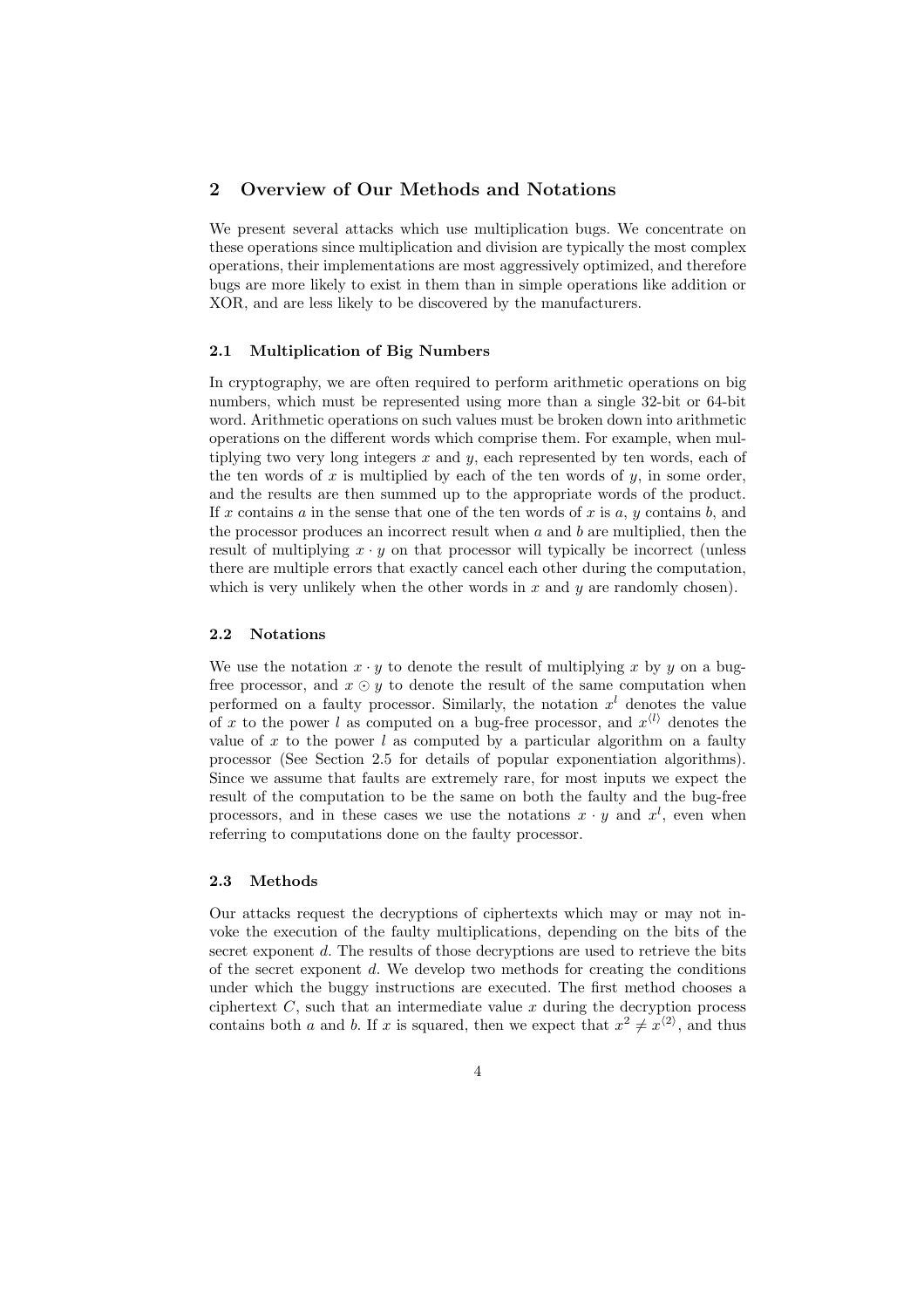## 2 Overview of Our Methods and Notations

We present several attacks which use multiplication bugs. We concentrate on these operations since multiplication and division are typically the most complex operations, their implementations are most aggressively optimized, and therefore bugs are more likely to exist in them than in simple operations like addition or XOR, and are less likely to be discovered by the manufacturers.

### 2.1 Multiplication of Big Numbers

In cryptography, we are often required to perform arithmetic operations on big numbers, which must be represented using more than a single 32-bit or 64-bit word. Arithmetic operations on such values must be broken down into arithmetic operations on the different words which comprise them. For example, when multiplying two very long integers $x$ and $y$, each represented by ten words, each of the ten words of $x$ is multiplied by each of the ten words of $y$, in some order, and the results are then summed up to the appropriate words of the product. If $x$ contains $a$ in the sense that one of the ten words of $x$ is $a$, $y$ contains $b$, and the processor produces an incorrect result when $a$ and $b$ are multiplied, then the result of multiplying $x \cdot y$ on that processor will typically be incorrect (unless there are multiple errors that exactly cancel each other during the computation, which is very unlikely when the other words in $x$ and $y$ are randomly chosen).

### 2.2 Notations

We use the notation $x \cdot y$ to denote the result of multiplying $x$ by $y$ on a bug-free processor, and $x \odot y$ to denote the result of the same computation when performed on a faulty processor. Similarly, the notation $x^l$ denotes the value of $x$ to the power $l$ as computed on a bug-free processor, and $x^{\langle l \rangle}$ denotes the value of $x$ to the power $l$ as computed by a particular algorithm on a faulty processor (See Section 2.5 for details of popular exponentiation algorithms). Since we assume that faults are extremely rare, for most inputs we expect the result of the computation to be the same on both the faulty and the bug-free processors, and in these cases we use the notations $x \cdot y$ and $x^l$, even when referring to computations done on the faulty processor.

### 2.3 Methods

Our attacks request the decryptions of ciphertexts which may or may not invoke the execution of the faulty multiplications, depending on the bits of the secret exponent $d$. The results of those decryptions are used to retrieve the bits of the secret exponent $d$. We develop two methods for creating the conditions under which the buggy instructions are executed. The first method chooses a ciphertext $C$, such that an intermediate value $x$ during the decryption process contains both $a$ and $b$. If $x$ is squared, then we expect that $x^2 \neq x^{\langle 2 \rangle}$, and thus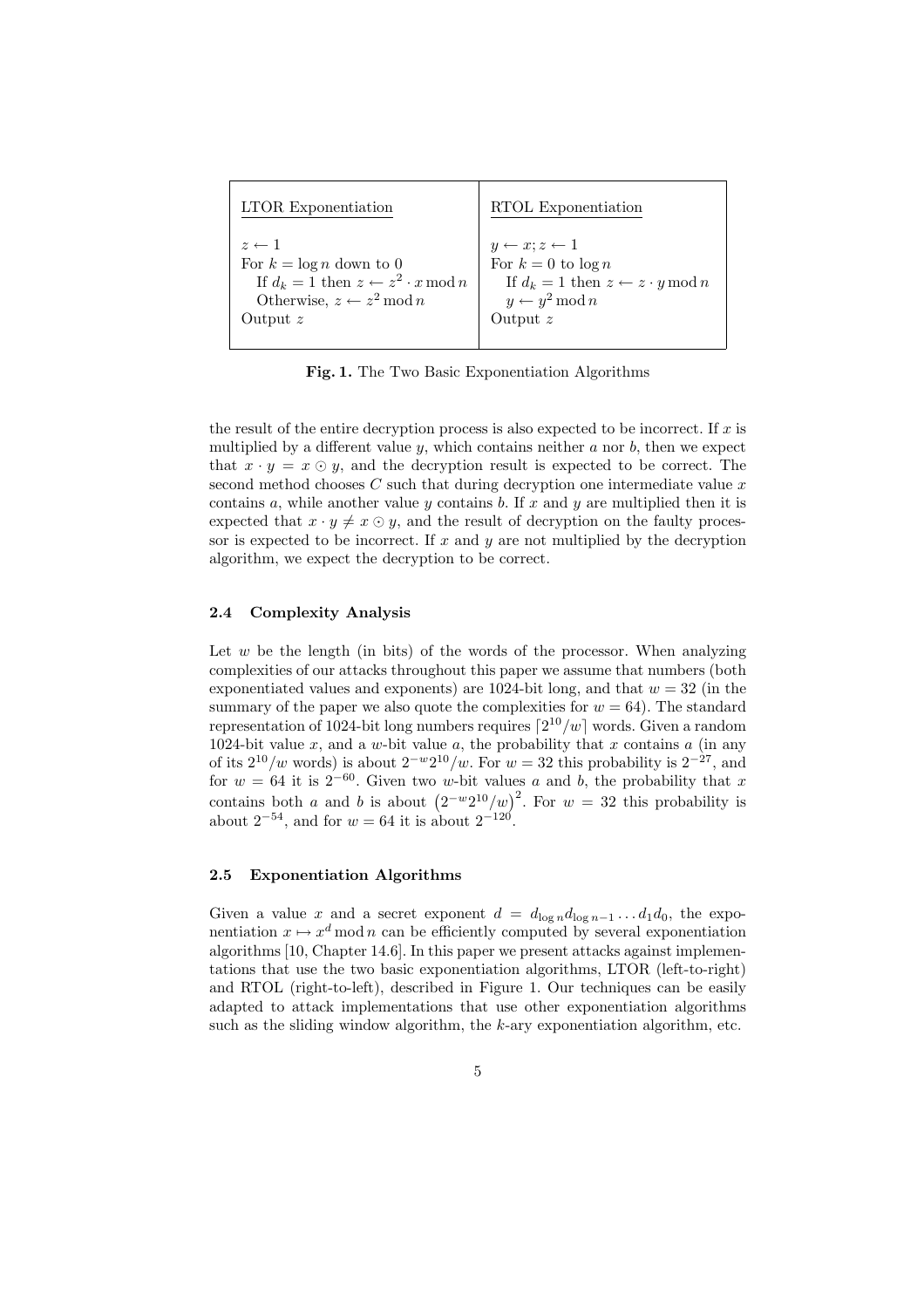| LTOR Exponentiation | RTOL Exponentiation |
|---|---|
| $z \leftarrow 1$ | $y \leftarrow x; z \leftarrow 1$ |
| For $k = \log n$ down to 0 | For $k = 0$ to $\log n$ |
| If $d_k = 1$ then $z \leftarrow z^2 \cdot x \bmod n$ | If $d_k = 1$ then $z \leftarrow z \cdot y \bmod n$ |
| Otherwise, $z \leftarrow z^2 \bmod n$ | $y \leftarrow y^2 \bmod n$ |
| Output $z$ | Output $z$ |

**Fig. 1.** The Two Basic Exponentiation Algorithms

the result of the entire decryption process is also expected to be incorrect. If $x$ is multiplied by a different value $y$, which contains neither $a$ nor $b$, then we expect that $x \cdot y = x \odot y$, and the decryption result is expected to be correct. The second method chooses $C$ such that during decryption one intermediate value $x$ contains $a$, while another value $y$ contains $b$. If $x$ and $y$ are multiplied then it is expected that $x \cdot y \neq x \odot y$, and the result of decryption on the faulty processor is expected to be incorrect. If $x$ and $y$ are not multiplied by the decryption algorithm, we expect the decryption to be correct.

### 2.4 Complexity Analysis

Let $w$ be the length (in bits) of the words of the processor. When analyzing complexities of our attacks throughout this paper we assume that numbers (both exponentiated values and exponents) are 1024-bit long, and that $w = 32$ (in the summary of the paper we also quote the complexities for $w = 64$). The standard representation of 1024-bit long numbers requires $\lceil 2^{10}/w \rceil$ words. Given a random 1024-bit value $x$, and a $w$-bit value $a$, the probability that $x$ contains $a$ (in any of its $2^{10}/w$ words) is about $2^{-w}2^{10}/w$. For $w = 32$ this probability is $2^{-27}$, and for $w = 64$ it is $2^{-60}$. Given two $w$-bit values $a$ and $b$, the probability that $x$ contains both $a$ and $b$ is about $\left(2^{-w}2^{10}/w\right)^2$. For $w = 32$ this probability is about $2^{-54}$, and for $w = 64$ it is about $2^{-120}$.

### 2.5 Exponentiation Algorithms

Given a value $x$ and a secret exponent $d = d_{\log n}d_{\log n-1} \ldots d_1 d_0$, the exponentiation $x \mapsto x^d \bmod n$ can be efficiently computed by several exponentiation algorithms [10, Chapter 14.6]. In this paper we present attacks against implementations that use the two basic exponentiation algorithms, LTOR (left-to-right) and RTOL (right-to-left), described in Figure 1. Our techniques can be easily adapted to attack implementations that use other exponentiation algorithms such as the sliding window algorithm, the $k$-ary exponentiation algorithm, etc.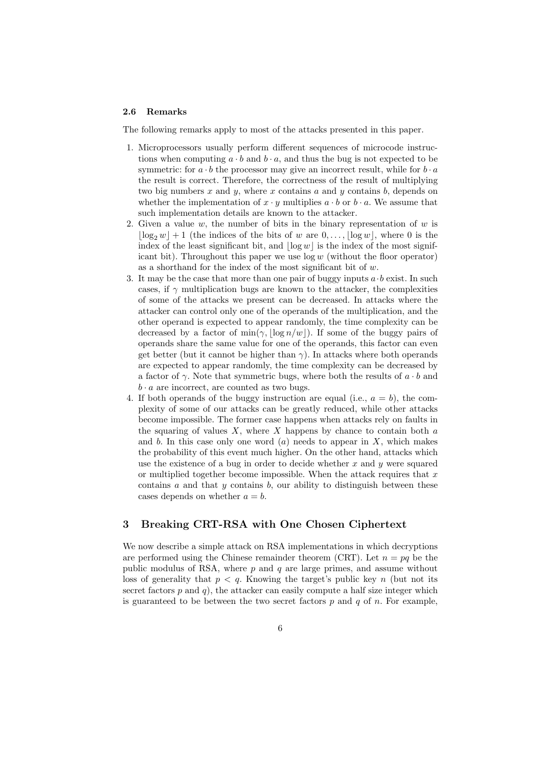### 2.6 Remarks

The following remarks apply to most of the attacks presented in this paper.

1. Microprocessors usually perform different sequences of microcode instructions when computing $a \cdot b$ and $b \cdot a$, and thus the bug is not expected to be symmetric: for $a \cdot b$ the processor may give an incorrect result, while for $b \cdot a$ the result is correct. Therefore, the correctness of the result of multiplying two big numbers $x$ and $y$, where $x$ contains $a$ and $y$ contains $b$, depends on whether the implementation of $x \cdot y$ multiplies $a \cdot b$ or $b \cdot a$. We assume that such implementation details are known to the attacker.
2. Given a value $w$, the number of bits in the binary representation of $w$ is $\lfloor \log_2 w \rfloor + 1$ (the indices of the bits of $w$ are $0, \ldots, \lfloor \log w \rfloor$, where 0 is the index of the least significant bit, and $\lfloor \log w \rfloor$ is the index of the most significant bit). Throughout this paper we use $\log w$ (without the floor operator) as a shorthand for the index of the most significant bit of $w$.
3. It may be the case that more than one pair of buggy inputs $a \cdot b$ exist. In such cases, if $\gamma$ multiplication bugs are known to the attacker, the complexities of some of the attacks we present can be decreased. In attacks where the attacker can control only one of the operands of the multiplication, and the other operand is expected to appear randomly, the time complexity can be decreased by a factor of $\min(\gamma, \lfloor \log n/w \rfloor)$. If some of the buggy pairs of operands share the same value for one of the operands, this factor can even get better (but it cannot be higher than $\gamma$). In attacks where both operands are expected to appear randomly, the time complexity can be decreased by a factor of $\gamma$. Note that symmetric bugs, where both the results of $a \cdot b$ and $b \cdot a$ are incorrect, are counted as two bugs.
4. If both operands of the buggy instruction are equal (i.e., $a = b$), the complexity of some of our attacks can be greatly reduced, while other attacks become impossible. The former case happens when attacks rely on faults in the squaring of values $X$, where $X$ happens by chance to contain both $a$ and $b$. In this case only one word ($a$) needs to appear in $X$, which makes the probability of this event much higher. On the other hand, attacks which use the existence of a bug in order to decide whether $x$ and $y$ were squared or multiplied together become impossible. When the attack requires that $x$ contains $a$ and that $y$ contains $b$, our ability to distinguish between these cases depends on whether $a = b$.

## 3 Breaking CRT-RSA with One Chosen Ciphertext

We now describe a simple attack on RSA implementations in which decryptions are performed using the Chinese remainder theorem (CRT). Let $n = pq$ be the public modulus of RSA, where $p$ and $q$ are large primes, and assume without loss of generality that $p < q$. Knowing the target's public key $n$ (but not its secret factors $p$ and $q$), the attacker can easily compute a half size integer which is guaranteed to be between the two secret factors $p$ and $q$ of $n$. For example,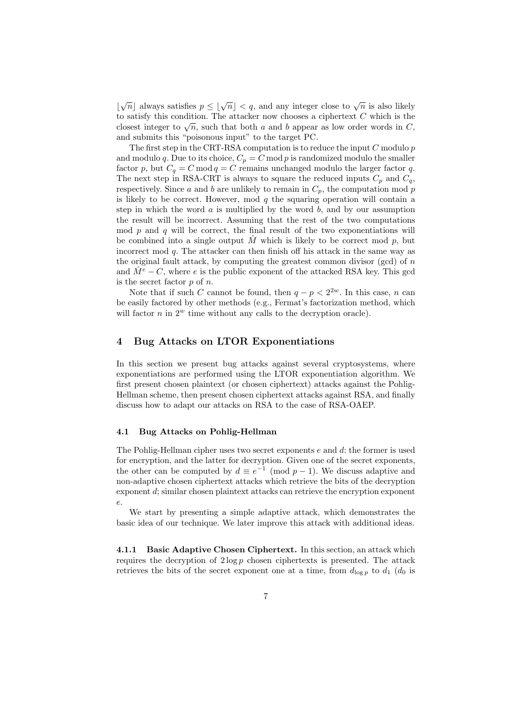$\lfloor\sqrt{n}\rfloor$ always satisfies $p \leq \lfloor\sqrt{n}\rfloor < q$, and any integer close to $\sqrt{n}$ is also likely to satisfy this condition. The attacker now chooses a ciphertext $C$ which is the closest integer to $\sqrt{n}$, such that both $a$ and $b$ appear as low order words in $C$, and submits this "poisonous input" to the target PC.

The first step in the CRT-RSA computation is to reduce the input $C$ modulo $p$ and modulo $q$. Due to its choice, $C_p = C \bmod p$ is randomized modulo the smaller factor $p$, but $C_q = C \bmod q = C$ remains unchanged modulo the larger factor $q$. The next step in RSA-CRT is always to square the reduced inputs $C_p$ and $C_q$, respectively. Since $a$ and $b$ are unlikely to remain in $C_p$, the computation mod $p$ is likely to be correct. However, mod $q$ the squaring operation will contain a step in which the word $a$ is multiplied by the word $b$, and by our assumption the result will be incorrect. Assuming that the rest of the two computations mod $p$ and $q$ will be correct, the final result of the two exponentiations will be combined into a single output $\hat{M}$ which is likely to be correct mod $p$, but incorrect mod $q$. The attacker can then finish off his attack in the same way as the original fault attack, by computing the greatest common divisor (gcd) of $n$ and $\hat{M}^e - C$, where $e$ is the public exponent of the attacked RSA key. This gcd is the secret factor $p$ of $n$.

Note that if such $C$ cannot be found, then $q - p < 2^{2w}$. In this case, $n$ can be easily factored by other methods (e.g., Fermat's factorization method, which will factor $n$ in $2^w$ time without any calls to the decryption oracle).

## 4 Bug Attacks on LTOR Exponentiations

In this section we present bug attacks against several cryptosystems, where exponentiations are performed using the LTOR exponentiation algorithm. We first present chosen plaintext (or chosen ciphertext) attacks against the Pohlig-Hellman scheme, then present chosen ciphertext attacks against RSA, and finally discuss how to adapt our attacks on RSA to the case of RSA-OAEP.

### 4.1 Bug Attacks on Pohlig-Hellman

The Pohlig-Hellman cipher uses two secret exponents $e$ and $d$: the former is used for encryption, and the latter for decryption. Given one of the secret exponents, the other can be computed by $d \equiv e^{-1} \pmod{p-1}$. We discuss adaptive and non-adaptive chosen ciphertext attacks which retrieve the bits of the decryption exponent $d$; similar chosen plaintext attacks can retrieve the encryption exponent $e$.

We start by presenting a simple adaptive attack, which demonstrates the basic idea of our technique. We later improve this attack with additional ideas.

#### 4.1.1 Basic Adaptive Chosen Ciphertext.

In this section, an attack which requires the decryption of $2 \log p$ chosen ciphertexts is presented. The attack retrieves the bits of the secret exponent one at a time, from $d_{\log p}$ to $d_1$ ($d_0$ is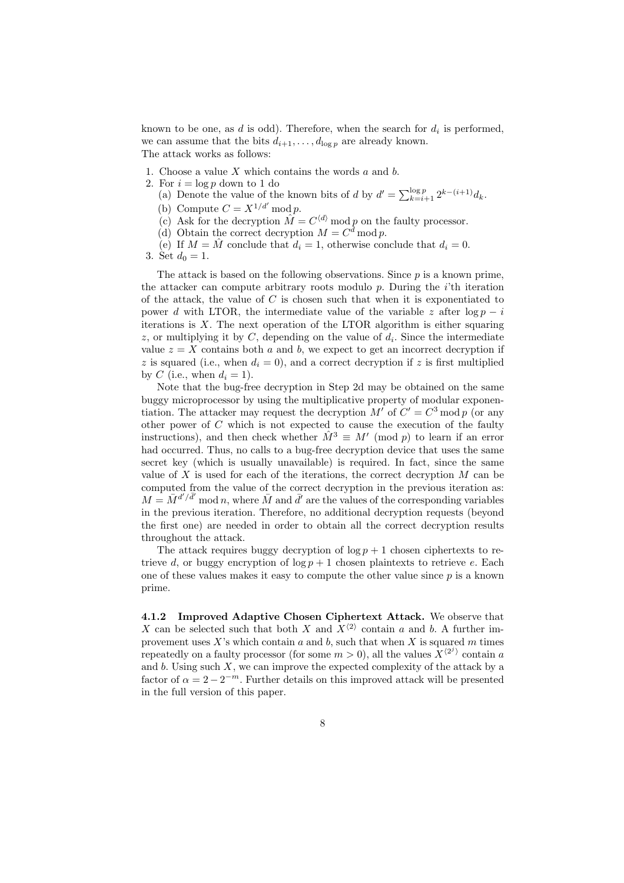known to be one, as $d$ is odd). Therefore, when the search for $d_i$ is performed, we can assume that the bits $d_{i+1}, \ldots, d_{\log p}$ are already known.
The attack works as follows:

1. Choose a value $X$ which contains the words $a$ and $b$.
2. For $i = \log p$ down to 1 do
   (a) Denote the value of the known bits of $d$ by $d' = \sum_{k=i+1}^{\log p} 2^{k-(i+1)} d_k$.
   (b) Compute $C = X^{1/d'} \bmod p$.
   (c) Ask for the decryption $\hat{M} = C^{\langle d \rangle} \bmod p$ on the faulty processor.
   (d) Obtain the correct decryption $M = C^d \bmod p$.
   (e) If $M = \hat{M}$ conclude that $d_i = 1$, otherwise conclude that $d_i = 0$.
3. Set $d_0 = 1$.

The attack is based on the following observations. Since $p$ is a known prime, the attacker can compute arbitrary roots modulo $p$. During the $i$'th iteration of the attack, the value of $C$ is chosen such that when it is exponentiated to power $d$ with LTOR, the intermediate value of the variable $z$ after $\log p - i$ iterations is $X$. The next operation of the LTOR algorithm is either squaring $z$, or multiplying it by $C$, depending on the value of $d_i$. Since the intermediate value $z = X$ contains both $a$ and $b$, we expect to get an incorrect decryption if $z$ is squared (i.e., when $d_i = 0$), and a correct decryption if $z$ is first multiplied by $C$ (i.e., when $d_i = 1$).

Note that the bug-free decryption in Step 2d may be obtained on the same buggy microprocessor by using the multiplicative property of modular exponentiation. The attacker may request the decryption $M'$ of $C' = C^3 \bmod p$ (or any other power of $C$ which is not expected to cause the execution of the faulty instructions), and then check whether $\hat{M}^3 \equiv M' \pmod{p}$ to learn if an error had occurred. Thus, no calls to a bug-free decryption device that uses the same secret key (which is usually unavailable) is required. In fact, since the same value of $X$ is used for each of the iterations, the correct decryption $M$ can be computed from the value of the correct decryption in the previous iteration as: $M = \bar{M}^{d'/\bar{d}'} \bmod n$, where $\bar{M}$ and $\bar{d}'$ are the values of the corresponding variables in the previous iteration. Therefore, no additional decryption requests (beyond the first one) are needed in order to obtain all the correct decryption results throughout the attack.

The attack requires buggy decryption of $\log p + 1$ chosen ciphertexts to retrieve $d$, or buggy encryption of $\log p + 1$ chosen plaintexts to retrieve $e$. Each one of these values makes it easy to compute the other value since $p$ is a known prime.

**4.1.2 Improved Adaptive Chosen Ciphertext Attack.** We observe that $X$ can be selected such that both $X$ and $X^{\langle 2 \rangle}$ contain $a$ and $b$. A further improvement uses $X$'s which contain $a$ and $b$, such that when $X$ is squared $m$ times repeatedly on a faulty processor (for some $m > 0$), all the values $X^{\langle 2^j \rangle}$ contain $a$ and $b$. Using such $X$, we can improve the expected complexity of the attack by a factor of $\alpha = 2 - 2^{-m}$. Further details on this improved attack will be presented in the full version of this paper.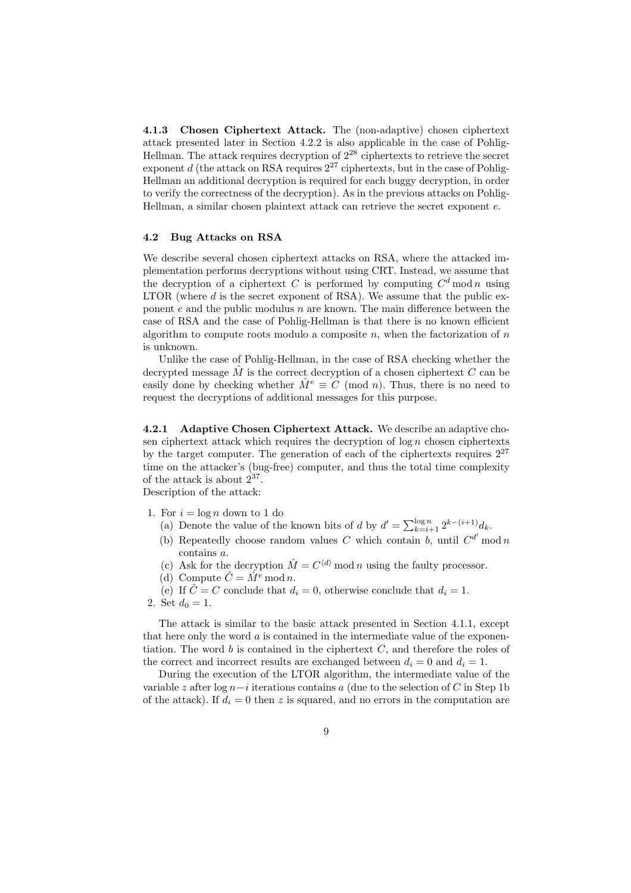#### 4.1.3 Chosen Ciphertext Attack.

The (non-adaptive) chosen ciphertext attack presented later in Section 4.2.2 is also applicable in the case of Pohlig-Hellman. The attack requires decryption of $2^{28}$ ciphertexts to retrieve the secret exponent $d$ (the attack on RSA requires $2^{27}$ ciphertexts, but in the case of Pohlig-Hellman an additional decryption is required for each buggy decryption, in order to verify the correctness of the decryption). As in the previous attacks on Pohlig-Hellman, a similar chosen plaintext attack can retrieve the secret exponent $e$.

### 4.2 Bug Attacks on RSA

We describe several chosen ciphertext attacks on RSA, where the attacked implementation performs decryptions without using CRT. Instead, we assume that the decryption of a ciphertext $C$ is performed by computing $C^d \bmod n$ using LTOR (where $d$ is the secret exponent of RSA). We assume that the public exponent $e$ and the public modulus $n$ are known. The main difference between the case of RSA and the case of Pohlig-Hellman is that there is no known efficient algorithm to compute roots modulo a composite $n$, when the factorization of $n$ is unknown.

Unlike the case of Pohlig-Hellman, in the case of RSA checking whether the decrypted message $\hat{M}$ is the correct decryption of a chosen ciphertext $C$ can be easily done by checking whether $\hat{M}^e \equiv C \pmod{n}$. Thus, there is no need to request the decryptions of additional messages for this purpose.

#### 4.2.1 Adaptive Chosen Ciphertext Attack.

We describe an adaptive chosen ciphertext attack which requires the decryption of $\log n$ chosen ciphertexts by the target computer. The generation of each of the ciphertexts requires $2^{27}$ time on the attacker's (bug-free) computer, and thus the total time complexity of the attack is about $2^{37}$.

Description of the attack:

1. For $i = \log n$ down to 1 do
   (a) Denote the value of the known bits of $d$ by $d' = \sum_{k=i+1}^{\log n} 2^{k-(i+1)} d_k$.
   (b) Repeatedly choose random values $C$ which contain $b$, until $C^{d'} \bmod n$ contains $a$.
   (c) Ask for the decryption $\hat{M} = C^{\langle d \rangle} \bmod n$ using the faulty processor.
   (d) Compute $\hat{C} = \hat{M}^e \bmod n$.
   (e) If $\hat{C} = C$ conclude that $d_i = 0$, otherwise conclude that $d_i = 1$.
2. Set $d_0 = 1$.

The attack is similar to the basic attack presented in Section 4.1.1, except that here only the word $a$ is contained in the intermediate value of the exponentiation. The word $b$ is contained in the ciphertext $C$, and therefore the roles of the correct and incorrect results are exchanged between $d_i = 0$ and $d_i = 1$.

During the execution of the LTOR algorithm, the intermediate value of the variable $z$ after $\log n - i$ iterations contains $a$ (due to the selection of $C$ in Step 1b of the attack). If $d_i = 0$ then $z$ is squared, and no errors in the computation are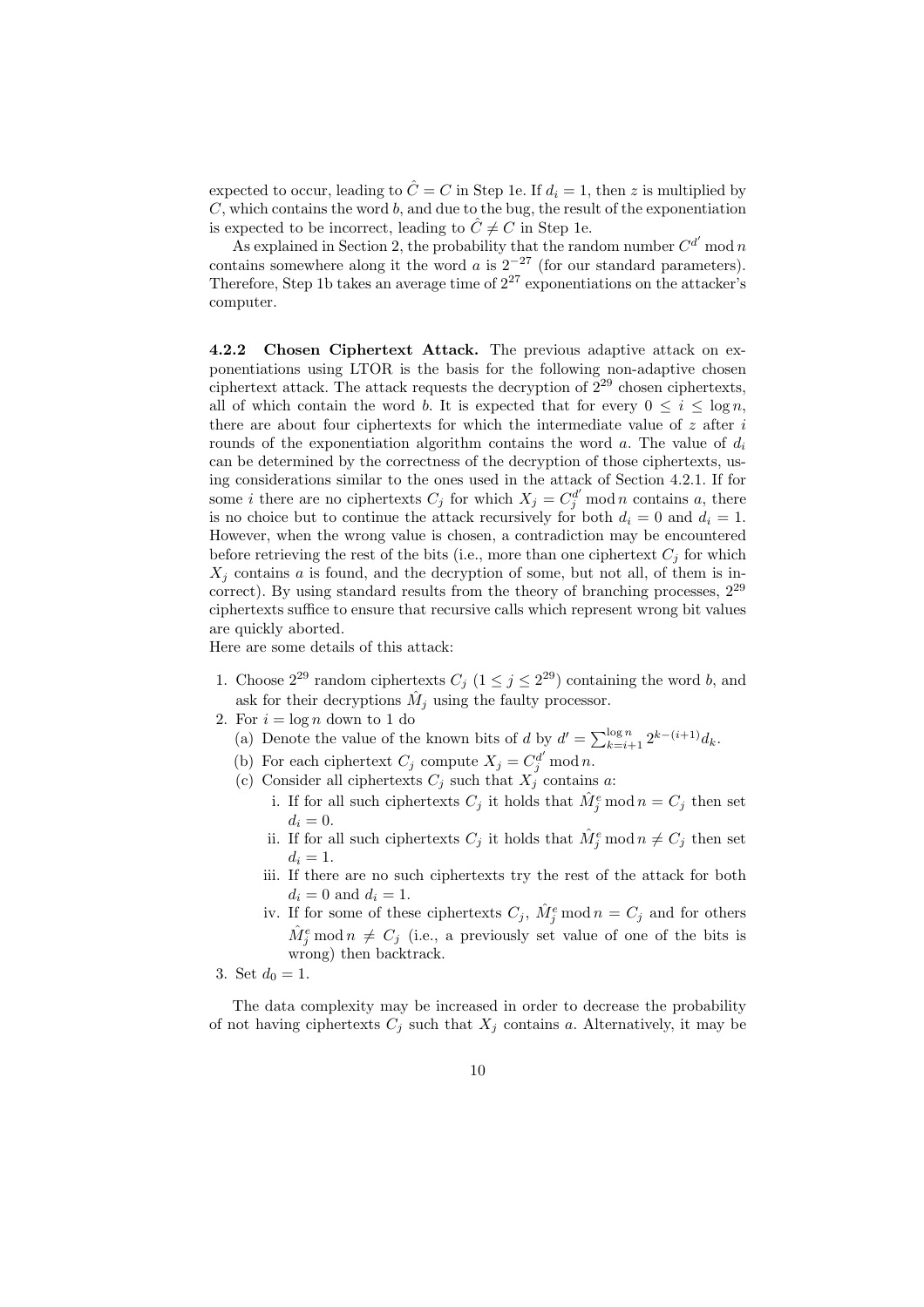expected to occur, leading to $\hat{C} = C$ in Step 1e. If $d_i = 1$, then $z$ is multiplied by $C$, which contains the word $b$, and due to the bug, the result of the exponentiation is expected to be incorrect, leading to $\hat{C} \neq C$ in Step 1e.

As explained in Section 2, the probability that the random number $C^{d'} \bmod n$ contains somewhere along it the word $a$ is $2^{-27}$ (for our standard parameters). Therefore, Step 1b takes an average time of $2^{27}$ exponentiations on the attacker's computer.

**4.2.2 Chosen Ciphertext Attack.** The previous adaptive attack on exponentiations using LTOR is the basis for the following non-adaptive chosen ciphertext attack. The attack requests the decryption of $2^{29}$ chosen ciphertexts, all of which contain the word $b$. It is expected that for every $0 \leq i \leq \log n$, there are about four ciphertexts for which the intermediate value of $z$ after $i$ rounds of the exponentiation algorithm contains the word $a$. The value of $d_i$ can be determined by the correctness of the decryption of those ciphertexts, using considerations similar to the ones used in the attack of Section 4.2.1. If for some $i$ there are no ciphertexts $C_j$ for which $X_j = C_j^{d'} \bmod n$ contains $a$, there is no choice but to continue the attack recursively for both $d_i = 0$ and $d_i = 1$. However, when the wrong value is chosen, a contradiction may be encountered before retrieving the rest of the bits (i.e., more than one ciphertext $C_j$ for which $X_j$ contains $a$ is found, and the decryption of some, but not all, of them is incorrect). By using standard results from the theory of branching processes, $2^{29}$ ciphertexts suffice to ensure that recursive calls which represent wrong bit values are quickly aborted.

Here are some details of this attack:

1. Choose $2^{29}$ random ciphertexts $C_j$ ($1 \leq j \leq 2^{29}$) containing the word $b$, and ask for their decryptions $\hat{M}_j$ using the faulty processor.
2. For $i = \log n$ down to 1 do
   (a) Denote the value of the known bits of $d$ by $d' = \sum_{k=i+1}^{\log n} 2^{k-(i+1)} d_k$.
   (b) For each ciphertext $C_j$ compute $X_j = C_j^{d'} \bmod n$.
   (c) Consider all ciphertexts $C_j$ such that $X_j$ contains $a$:
      i. If for all such ciphertexts $C_j$ it holds that $\hat{M}_j^e \bmod n = C_j$ then set $d_i = 0$.
      ii. If for all such ciphertexts $C_j$ it holds that $\hat{M}_j^e \bmod n \neq C_j$ then set $d_i = 1$.
      iii. If there are no such ciphertexts try the rest of the attack for both $d_i = 0$ and $d_i = 1$.
      iv. If for some of these ciphertexts $C_j$, $\hat{M}_j^e \bmod n = C_j$ and for others $\hat{M}_j^e \bmod n \neq C_j$ (i.e., a previously set value of one of the bits is wrong) then backtrack.
3. Set $d_0 = 1$.

The data complexity may be increased in order to decrease the probability of not having ciphertexts $C_j$ such that $X_j$ contains $a$. Alternatively, it may be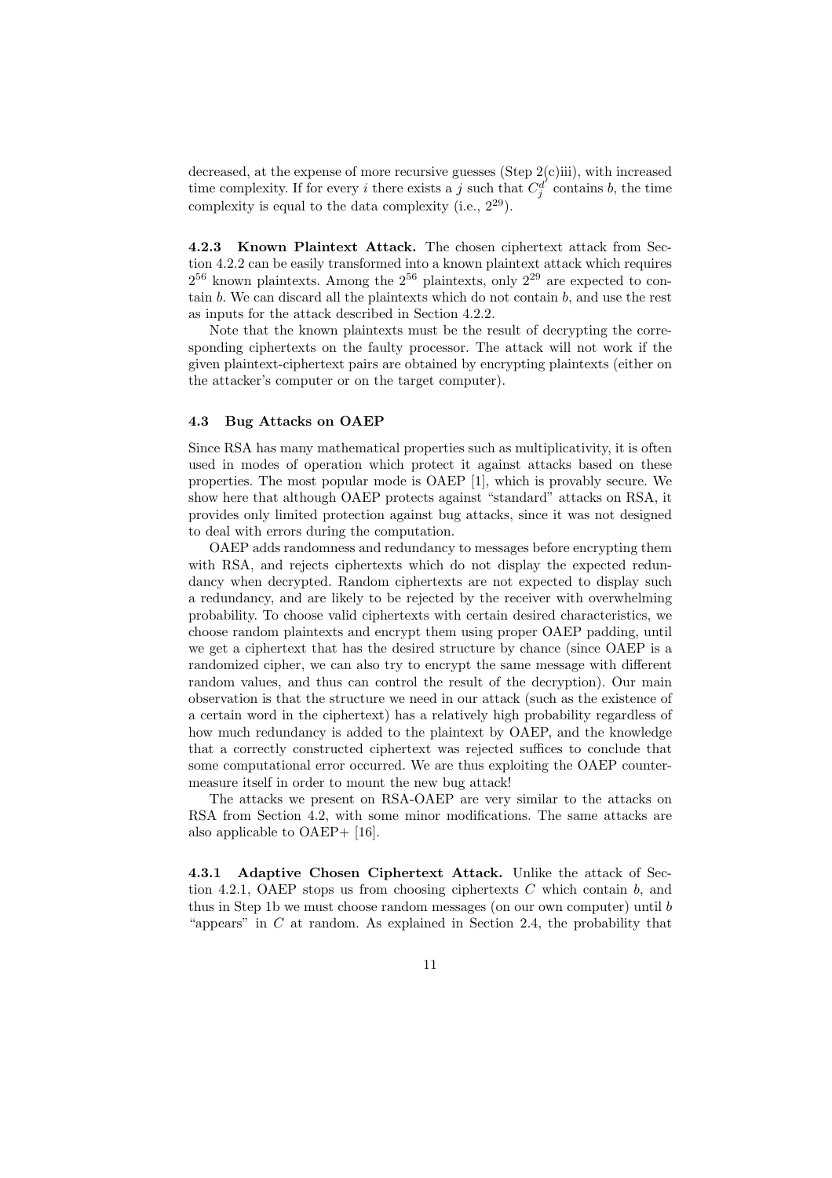decreased, at the expense of more recursive guesses (Step 2(c)iii), with increased time complexity. If for every $i$ there exists a $j$ such that $C_j^{d'}$ contains $b$, the time complexity is equal to the data complexity (i.e., $2^{29}$).

**4.2.3 Known Plaintext Attack.** The chosen ciphertext attack from Section 4.2.2 can be easily transformed into a known plaintext attack which requires $2^{56}$ known plaintexts. Among the $2^{56}$ plaintexts, only $2^{29}$ are expected to contain $b$. We can discard all the plaintexts which do not contain $b$, and use the rest as inputs for the attack described in Section 4.2.2.

Note that the known plaintexts must be the result of decrypting the corresponding ciphertexts on the faulty processor. The attack will not work if the given plaintext-ciphertext pairs are obtained by encrypting plaintexts (either on the attacker's computer or on the target computer).

### 4.3 Bug Attacks on OAEP

Since RSA has many mathematical properties such as multiplicativity, it is often used in modes of operation which protect it against attacks based on these properties. The most popular mode is OAEP [1], which is provably secure. We show here that although OAEP protects against "standard" attacks on RSA, it provides only limited protection against bug attacks, since it was not designed to deal with errors during the computation.

OAEP adds randomness and redundancy to messages before encrypting them with RSA, and rejects ciphertexts which do not display the expected redundancy when decrypted. Random ciphertexts are not expected to display such a redundancy, and are likely to be rejected by the receiver with overwhelming probability. To choose valid ciphertexts with certain desired characteristics, we choose random plaintexts and encrypt them using proper OAEP padding, until we get a ciphertext that has the desired structure by chance (since OAEP is a randomized cipher, we can also try to encrypt the same message with different random values, and thus can control the result of the decryption). Our main observation is that the structure we need in our attack (such as the existence of a certain word in the ciphertext) has a relatively high probability regardless of how much redundancy is added to the plaintext by OAEP, and the knowledge that a correctly constructed ciphertext was rejected suffices to conclude that some computational error occurred. We are thus exploiting the OAEP countermeasure itself in order to mount the new bug attack!

The attacks we present on RSA-OAEP are very similar to the attacks on RSA from Section 4.2, with some minor modifications. The same attacks are also applicable to OAEP+ [16].

**4.3.1 Adaptive Chosen Ciphertext Attack.** Unlike the attack of Section 4.2.1, OAEP stops us from choosing ciphertexts $C$ which contain $b$, and thus in Step 1b we must choose random messages (on our own computer) until $b$ "appears" in $C$ at random. As explained in Section 2.4, the probability that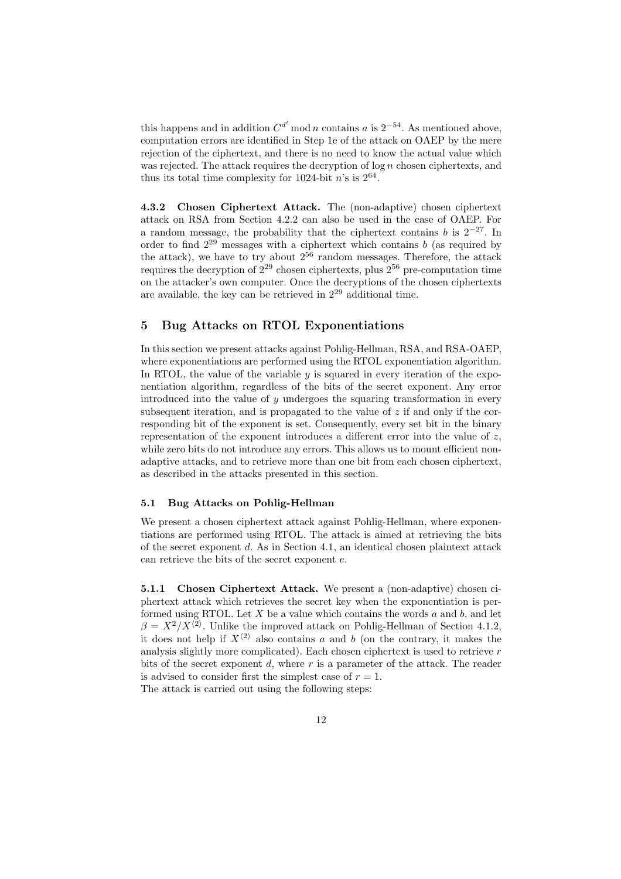this happens and in addition $C^{d'} \bmod n$ contains $a$ is $2^{-54}$. As mentioned above, computation errors are identified in Step 1e of the attack on OAEP by the mere rejection of the ciphertext, and there is no need to know the actual value which was rejected. The attack requires the decryption of $\log n$ chosen ciphertexts, and thus its total time complexity for 1024-bit $n$'s is $2^{64}$.

#### 4.3.2 Chosen Ciphertext Attack.

The (non-adaptive) chosen ciphertext attack on RSA from Section 4.2.2 can also be used in the case of OAEP. For a random message, the probability that the ciphertext contains $b$ is $2^{-27}$. In order to find $2^{29}$ messages with a ciphertext which contains $b$ (as required by the attack), we have to try about $2^{56}$ random messages. Therefore, the attack requires the decryption of $2^{29}$ chosen ciphertexts, plus $2^{56}$ pre-computation time on the attacker's own computer. Once the decryptions of the chosen ciphertexts are available, the key can be retrieved in $2^{29}$ additional time.

## 5 Bug Attacks on RTOL Exponentiations

In this section we present attacks against Pohlig-Hellman, RSA, and RSA-OAEP, where exponentiations are performed using the RTOL exponentiation algorithm. In RTOL, the value of the variable $y$ is squared in every iteration of the exponentiation algorithm, regardless of the bits of the secret exponent. Any error introduced into the value of $y$ undergoes the squaring transformation in every subsequent iteration, and is propagated to the value of $z$ if and only if the corresponding bit of the exponent is set. Consequently, every set bit in the binary representation of the exponent introduces a different error into the value of $z$, while zero bits do not introduce any errors. This allows us to mount efficient non-adaptive attacks, and to retrieve more than one bit from each chosen ciphertext, as described in the attacks presented in this section.

### 5.1 Bug Attacks on Pohlig-Hellman

We present a chosen ciphertext attack against Pohlig-Hellman, where exponentiations are performed using RTOL. The attack is aimed at retrieving the bits of the secret exponent $d$. As in Section 4.1, an identical chosen plaintext attack can retrieve the bits of the secret exponent $e$.

#### 5.1.1 Chosen Ciphertext Attack.

We present a (non-adaptive) chosen ciphertext attack which retrieves the secret key when the exponentiation is performed using RTOL. Let $X$ be a value which contains the words $a$ and $b$, and let $\beta = X^2/X^{\langle 2 \rangle}$. Unlike the improved attack on Pohlig-Hellman of Section 4.1.2, it does not help if $X^{\langle 2 \rangle}$ also contains $a$ and $b$ (on the contrary, it makes the analysis slightly more complicated). Each chosen ciphertext is used to retrieve $r$ bits of the secret exponent $d$, where $r$ is a parameter of the attack. The reader is advised to consider first the simplest case of $r = 1$.
The attack is carried out using the following steps: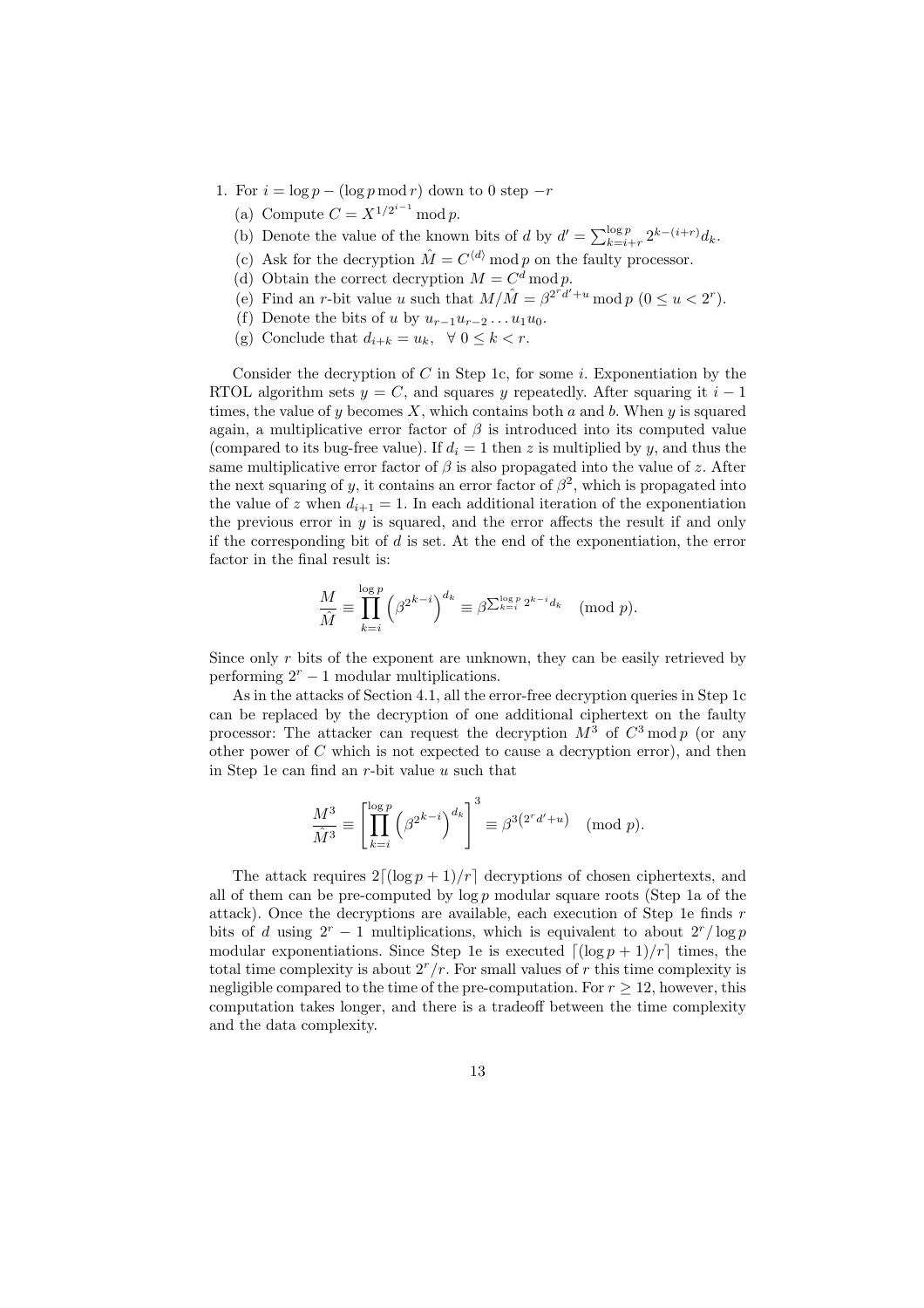1. For $i = \log p - (\log p \bmod r)$ down to 0 step $-r$
   (a) Compute $C = X^{1/2^{i-1}} \bmod p$.
   (b) Denote the value of the known bits of $d$ by $d' = \sum_{k=i+r}^{\log p} 2^{k-(i+r)} d_k$.
   (c) Ask for the decryption $\hat{M} = C^{\langle d \rangle} \bmod p$ on the faulty processor.
   (d) Obtain the correct decryption $M = C^d \bmod p$.
   (e) Find an $r$-bit value $u$ such that $M/\hat{M} = \beta^{2^r d' + u} \bmod p$ $(0 \leq u < 2^r)$.
   (f) Denote the bits of $u$ by $u_{r-1} u_{r-2} \ldots u_1 u_0$.
   (g) Conclude that $d_{i+k} = u_k, \ \ \forall \ 0 \leq k < r$.

Consider the decryption of $C$ in Step 1c, for some $i$. Exponentiation by the RTOL algorithm sets $y = C$, and squares $y$ repeatedly. After squaring it $i - 1$ times, the value of $y$ becomes $X$, which contains both $a$ and $b$. When $y$ is squared again, a multiplicative error factor of $\beta$ is introduced into its computed value (compared to its bug-free value). If $d_i = 1$ then $z$ is multiplied by $y$, and thus the same multiplicative error factor of $\beta$ is also propagated into the value of $z$. After the next squaring of $y$, it contains an error factor of $\beta^2$, which is propagated into the value of $z$ when $d_{i+1} = 1$. In each additional iteration of the exponentiation the previous error in $y$ is squared, and the error affects the result if and only if the corresponding bit of $d$ is set. At the end of the exponentiation, the error factor in the final result is:

$$\frac{M}{\hat{M}} \equiv \prod_{k=i}^{\log p} \left( \beta^{2^{k-i}} \right)^{d_k} \equiv \beta^{\sum_{k=i}^{\log p} 2^{k-i} d_k} \pmod{p}.$$

Since only $r$ bits of the exponent are unknown, they can be easily retrieved by performing $2^r - 1$ modular multiplications.

As in the attacks of Section 4.1, all the error-free decryption queries in Step 1c can be replaced by the decryption of one additional ciphertext on the faulty processor: The attacker can request the decryption $M^3$ of $C^3 \bmod p$ (or any other power of $C$ which is not expected to cause a decryption error), and then in Step 1e can find an $r$-bit value $u$ such that

$$\frac{M^3}{\hat{M}^3} \equiv \left[ \prod_{k=i}^{\log p} \left( \beta^{2^{k-i}} \right)^{d_k} \right]^3 \equiv \beta^{3\left(2^r d' + u\right)} \pmod{p}.$$

The attack requires $2\lceil (\log p + 1)/r \rceil$ decryptions of chosen ciphertexts, and all of them can be pre-computed by $\log p$ modular square roots (Step 1a of the attack). Once the decryptions are available, each execution of Step 1e finds $r$ bits of $d$ using $2^r - 1$ multiplications, which is equivalent to about $2^r / \log p$ modular exponentiations. Since Step 1e is executed $\lceil (\log p + 1)/r \rceil$ times, the total time complexity is about $2^r / r$. For small values of $r$ this time complexity is negligible compared to the time of the pre-computation. For $r \geq 12$, however, this computation takes longer, and there is a tradeoff between the time complexity and the data complexity.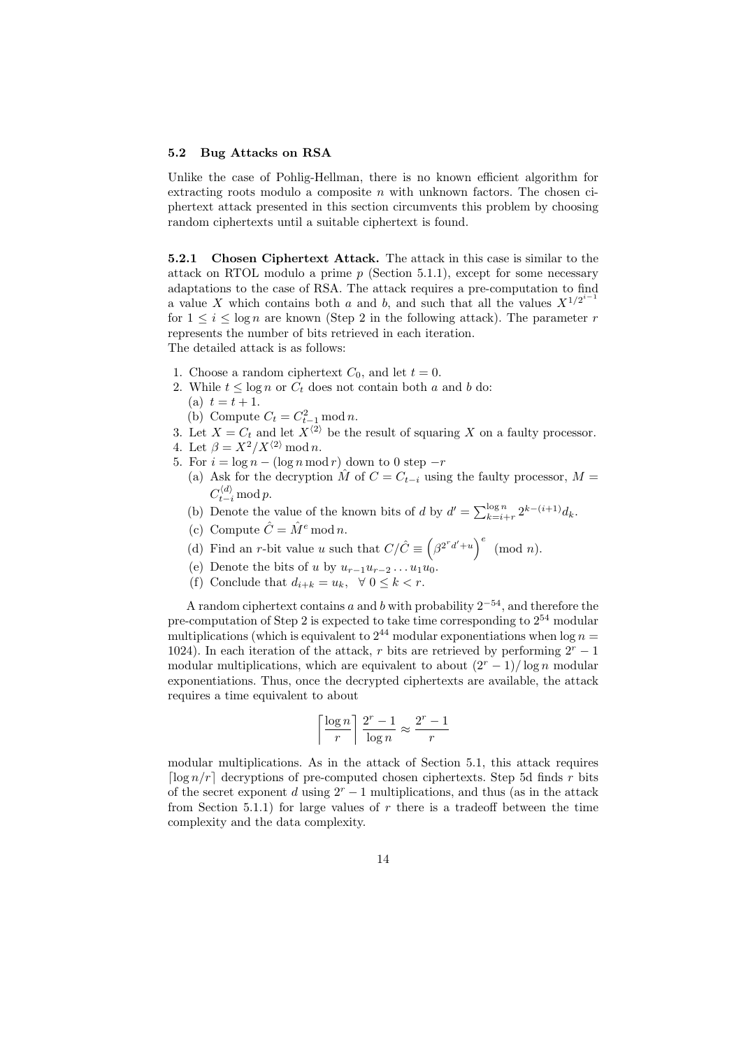### 5.2 Bug Attacks on RSA

Unlike the case of Pohlig-Hellman, there is no known efficient algorithm for extracting roots modulo a composite $n$ with unknown factors. The chosen ciphertext attack presented in this section circumvents this problem by choosing random ciphertexts until a suitable ciphertext is found.

**5.2.1 Chosen Ciphertext Attack.** The attack in this case is similar to the attack on RTOL modulo a prime $p$ (Section 5.1.1), except for some necessary adaptations to the case of RSA. The attack requires a pre-computation to find a value $X$ which contains both $a$ and $b$, and such that all the values $X^{1/2^{i-1}}$ for $1 \leq i \leq \log n$ are known (Step 2 in the following attack). The parameter $r$ represents the number of bits retrieved in each iteration.
The detailed attack is as follows:

1. Choose a random ciphertext $C_0$, and let $t = 0$.
2. While $t \leq \log n$ or $C_t$ does not contain both $a$ and $b$ do:
   (a) $t = t + 1$.
   (b) Compute $C_t = C_{t-1}^2 \bmod n$.
3. Let $X = C_t$ and let $X^{\langle 2 \rangle}$ be the result of squaring $X$ on a faulty processor.
4. Let $\beta = X^2 / X^{\langle 2 \rangle} \bmod n$.
5. For $i = \log n - (\log n \bmod r)$ down to 0 step $-r$
   (a) Ask for the decryption $\hat{M}$ of $C = C_{t-i}$ using the faulty processor, $M = C_{t-i}^{\langle d \rangle} \bmod p$.
   (b) Denote the value of the known bits of $d$ by $d' = \sum_{k=i+r}^{\log n} 2^{k-(i+1)} d_k$.
   (c) Compute $\hat{C} = \hat{M}^e \bmod n$.
   (d) Find an $r$-bit value $u$ such that $C/\hat{C} \equiv \left(\beta^{2^r d' + u}\right)^e \pmod{n}$.
   (e) Denote the bits of $u$ by $u_{r-1} u_{r-2} \ldots u_1 u_0$.
   (f) Conclude that $d_{i+k} = u_k, \ \forall\ 0 \leq k < r$.

A random ciphertext contains $a$ and $b$ with probability $2^{-54}$, and therefore the pre-computation of Step 2 is expected to take time corresponding to $2^{54}$ modular multiplications (which is equivalent to $2^{44}$ modular exponentiations when $\log n = 1024$). In each iteration of the attack, $r$ bits are retrieved by performing $2^r - 1$ modular multiplications, which are equivalent to about $(2^r - 1)/\log n$ modular exponentiations. Thus, once the decrypted ciphertexts are available, the attack requires a time equivalent to about

$$\left\lceil \frac{\log n}{r} \right\rceil \frac{2^r - 1}{\log n} \approx \frac{2^r - 1}{r}$$

modular multiplications. As in the attack of Section 5.1, this attack requires $\lceil \log n / r \rceil$ decryptions of pre-computed chosen ciphertexts. Step 5d finds $r$ bits of the secret exponent $d$ using $2^r - 1$ multiplications, and thus (as in the attack from Section 5.1.1) for large values of $r$ there is a tradeoff between the time complexity and the data complexity.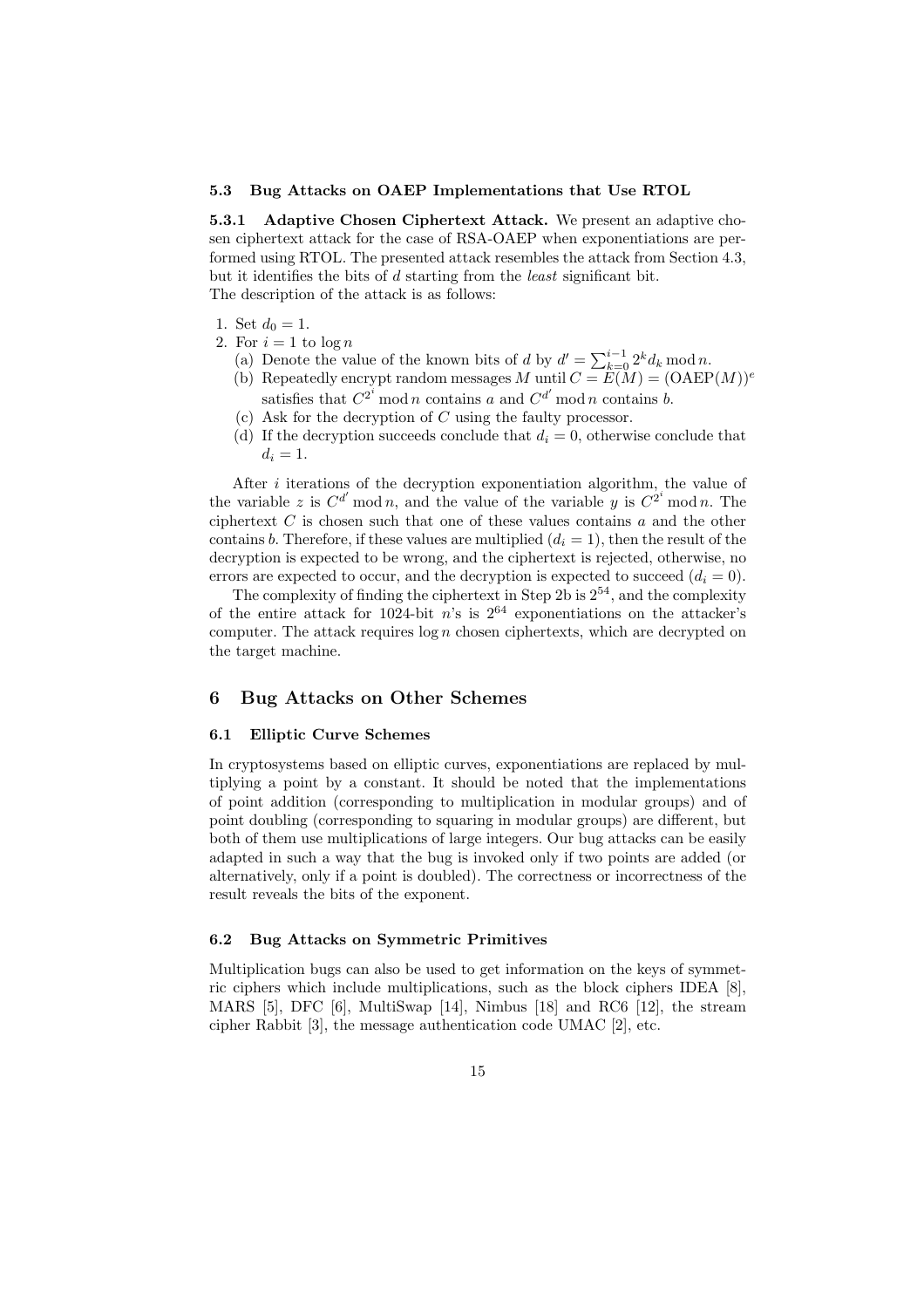### 5.3 Bug Attacks on OAEP Implementations that Use RTOL

**5.3.1 Adaptive Chosen Ciphertext Attack.** We present an adaptive chosen ciphertext attack for the case of RSA-OAEP when exponentiations are performed using RTOL. The presented attack resembles the attack from Section 4.3, but it identifies the bits of $d$ starting from the *least* significant bit.
The description of the attack is as follows:

1. Set $d_0 = 1$.
2. For $i = 1$ to $\log n$
   (a) Denote the value of the known bits of $d$ by $d' = \sum_{k=0}^{i-1} 2^k d_k \bmod n$.
   (b) Repeatedly encrypt random messages $M$ until $C = E(M) = (\text{OAEP}(M))^e$ satisfies that $C^{2^i} \bmod n$ contains $a$ and $C^{d'} \bmod n$ contains $b$.
   (c) Ask for the decryption of $C$ using the faulty processor.
   (d) If the decryption succeeds conclude that $d_i = 0$, otherwise conclude that $d_i = 1$.

After $i$ iterations of the decryption exponentiation algorithm, the value of the variable $z$ is $C^{d'} \bmod n$, and the value of the variable $y$ is $C^{2^i} \bmod n$. The ciphertext $C$ is chosen such that one of these values contains $a$ and the other contains $b$. Therefore, if these values are multiplied ($d_i = 1$), then the result of the decryption is expected to be wrong, and the ciphertext is rejected, otherwise, no errors are expected to occur, and the decryption is expected to succeed ($d_i = 0$).

The complexity of finding the ciphertext in Step 2b is $2^{54}$, and the complexity of the entire attack for 1024-bit $n$'s is $2^{64}$ exponentiations on the attacker's computer. The attack requires $\log n$ chosen ciphertexts, which are decrypted on the target machine.

## 6 Bug Attacks on Other Schemes

### 6.1 Elliptic Curve Schemes

In cryptosystems based on elliptic curves, exponentiations are replaced by multiplying a point by a constant. It should be noted that the implementations of point addition (corresponding to multiplication in modular groups) and of point doubling (corresponding to squaring in modular groups) are different, but both of them use multiplications of large integers. Our bug attacks can be easily adapted in such a way that the bug is invoked only if two points are added (or alternatively, only if a point is doubled). The correctness or incorrectness of the result reveals the bits of the exponent.

### 6.2 Bug Attacks on Symmetric Primitives

Multiplication bugs can also be used to get information on the keys of symmetric ciphers which include multiplications, such as the block ciphers IDEA [8], MARS [5], DFC [6], MultiSwap [14], Nimbus [18] and RC6 [12], the stream cipher Rabbit [3], the message authentication code UMAC [2], etc.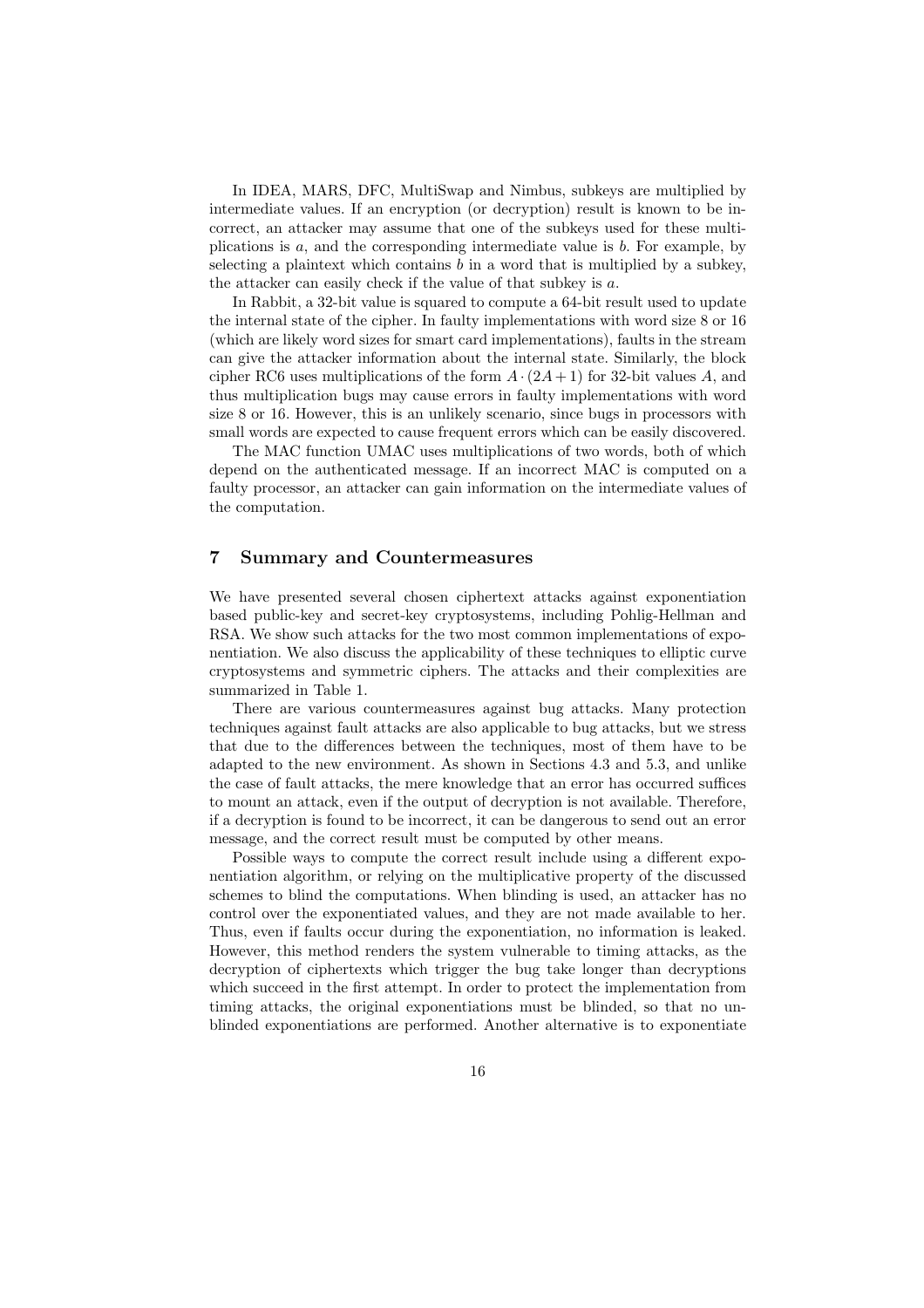In IDEA, MARS, DFC, MultiSwap and Nimbus, subkeys are multiplied by intermediate values. If an encryption (or decryption) result is known to be incorrect, an attacker may assume that one of the subkeys used for these multiplications is $a$, and the corresponding intermediate value is $b$. For example, by selecting a plaintext which contains $b$ in a word that is multiplied by a subkey, the attacker can easily check if the value of that subkey is $a$.

In Rabbit, a 32-bit value is squared to compute a 64-bit result used to update the internal state of the cipher. In faulty implementations with word size 8 or 16 (which are likely word sizes for smart card implementations), faults in the stream can give the attacker information about the internal state. Similarly, the block cipher RC6 uses multiplications of the form $A \cdot (2A+1)$ for 32-bit values $A$, and thus multiplication bugs may cause errors in faulty implementations with word size 8 or 16. However, this is an unlikely scenario, since bugs in processors with small words are expected to cause frequent errors which can be easily discovered.

The MAC function UMAC uses multiplications of two words, both of which depend on the authenticated message. If an incorrect MAC is computed on a faulty processor, an attacker can gain information on the intermediate values of the computation.

## 7 Summary and Countermeasures

We have presented several chosen ciphertext attacks against exponentiation based public-key and secret-key cryptosystems, including Pohlig-Hellman and RSA. We show such attacks for the two most common implementations of exponentiation. We also discuss the applicability of these techniques to elliptic curve cryptosystems and symmetric ciphers. The attacks and their complexities are summarized in Table 1.

There are various countermeasures against bug attacks. Many protection techniques against fault attacks are also applicable to bug attacks, but we stress that due to the differences between the techniques, most of them have to be adapted to the new environment. As shown in Sections 4.3 and 5.3, and unlike the case of fault attacks, the mere knowledge that an error has occurred suffices to mount an attack, even if the output of decryption is not available. Therefore, if a decryption is found to be incorrect, it can be dangerous to send out an error message, and the correct result must be computed by other means.

Possible ways to compute the correct result include using a different exponentiation algorithm, or relying on the multiplicative property of the discussed schemes to blind the computations. When blinding is used, an attacker has no control over the exponentiated values, and they are not made available to her. Thus, even if faults occur during the exponentiation, no information is leaked. However, this method renders the system vulnerable to timing attacks, as the decryption of ciphertexts which trigger the bug take longer than decryptions which succeed in the first attempt. In order to protect the implementation from timing attacks, the original exponentiations must be blinded, so that no unblinded exponentiations are performed. Another alternative is to exponentiate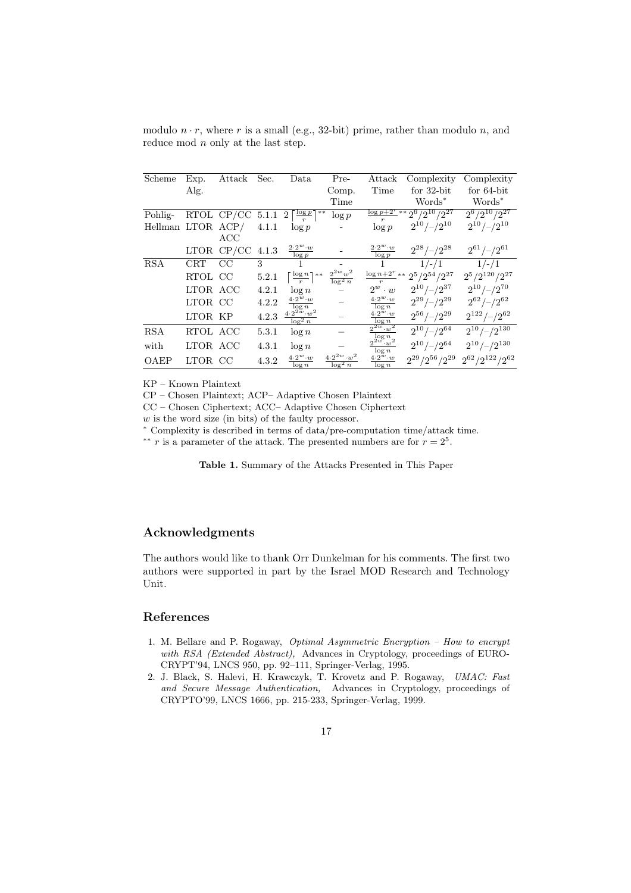modulo $n \cdot r$, where $r$ is a small (e.g., 32-bit) prime, rather than modulo $n$, and reduce mod $n$ only at the last step.

| Scheme | Exp. Alg. | Attack | Sec. | Data | Pre-Comp. Time | Attack Time | Complexity for 32-bit Words* | Complexity for 64-bit Words* |
|---|---|---|---|---|---|---|---|---|
| Pohlig- | RTOL | CP/CC | 5.1.1 | $2\left\lceil\frac{\log p}{r}\right\rceil^{**}$ | $\log p$ | $\frac{\log p+2^r}{r}$ ** | $2^6/2^{10}/2^{27}$ | $2^6/2^{10}/2^{27}$ |
| Hellman | LTOR | ACP/ ACC | 4.1.1 | $\log p$ | - | $\log p$ | $2^{10}/–/2^{10}$ | $2^{10}/–/2^{10}$ |
| | LTOR | CP/CC | 4.1.3 | $\frac{2 \cdot 2^w \cdot w}{\log p}$ | - | $\frac{2 \cdot 2^w \cdot w}{\log p}$ | $2^{28}/–/2^{28}$ | $2^{61}/–/2^{61}$ |
| RSA | CRT | CC | 3 | 1 | - | 1 | $1/$-$/1$ | $1/$-$/1$ |
| | RTOL | CC | 5.2.1 | $\left\lceil\frac{\log n}{r}\right\rceil^{**}$ | $\frac{2^{2w}w^2}{\log^2 n}$ | $\frac{\log n+2^r}{r}$ ** | $2^5/2^{54}/2^{27}$ | $2^5/2^{120}/2^{27}$ |
| | LTOR | ACC | 4.2.1 | $\log n$ | – | $2^w \cdot w$ | $2^{10}/–/2^{37}$ | $2^{10}/–/2^{70}$ |
| | LTOR | CC | 4.2.2 | $\frac{4 \cdot 2^w \cdot w}{\log n}$ | – | $\frac{4 \cdot 2^w \cdot w}{\log n}$ | $2^{29}/–/2^{29}$ | $2^{62}/–/2^{62}$ |
| | LTOR | KP | 4.2.3 | $\frac{4 \cdot 2^{2w} \cdot w^2}{\log^2 n}$ | – | $\frac{4 \cdot 2^w \cdot w}{\log n}$ | $2^{56}/–/2^{29}$ | $2^{122}/–/2^{62}$ |
| RSA | RTOL | ACC | 5.3.1 | $\log n$ | – | $\frac{2^{2w} \cdot w^2}{\log n}$ | $2^{10}/–/2^{64}$ | $2^{10}/–/2^{130}$ |
| with | LTOR | ACC | 4.3.1 | $\log n$ | – | $\frac{2^{2w} \cdot w^2}{\log n}$ | $2^{10}/–/2^{64}$ | $2^{10}/–/2^{130}$ |
| OAEP | LTOR | CC | 4.3.2 | $\frac{4 \cdot 2^w \cdot w}{\log n}$ | $\frac{4 \cdot 2^{2w} \cdot w^2}{\log^2 n}$ | $\frac{4 \cdot 2^w \cdot w}{\log n}$ | $2^{29}/2^{56}/2^{29}$ | $2^{62}/2^{122}/2^{62}$ |

KP – Known Plaintext

CP – Chosen Plaintext; ACP– Adaptive Chosen Plaintext

CC – Chosen Ciphertext; ACC– Adaptive Chosen Ciphertext

$w$ is the word size (in bits) of the faulty processor.

\* Complexity is described in terms of data/pre-computation time/attack time.

\*\* $r$ is a parameter of the attack. The presented numbers are for $r = 2^5$.

**Table 1.** Summary of the Attacks Presented in This Paper

## Acknowledgments

The authors would like to thank Orr Dunkelman for his comments. The first two authors were supported in part by the Israel MOD Research and Technology Unit.

## References

1. M. Bellare and P. Rogaway, *Optimal Asymmetric Encryption – How to encrypt with RSA (Extended Abstract),* Advances in Cryptology, proceedings of EURO-CRYPT'94, LNCS 950, pp. 92–111, Springer-Verlag, 1995.
2. J. Black, S. Halevi, H. Krawczyk, T. Krovetz and P. Rogaway, *UMAC: Fast and Secure Message Authentication,* Advances in Cryptology, proceedings of CRYPTO'99, LNCS 1666, pp. 215-233, Springer-Verlag, 1999.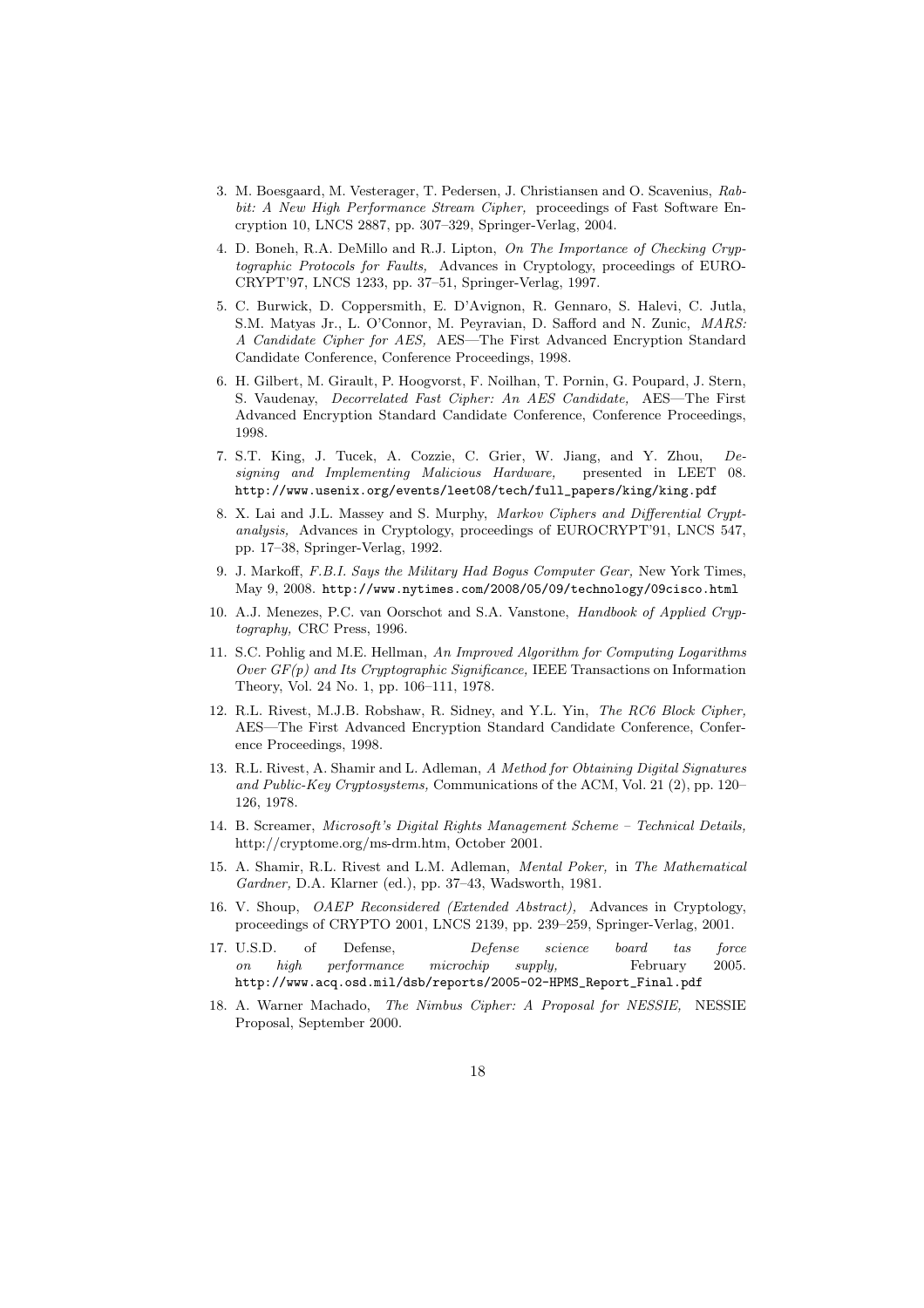3. M. Boesgaard, M. Vesterager, T. Pedersen, J. Christiansen and O. Scavenius, *Rabbit: A New High Performance Stream Cipher,* proceedings of Fast Software Encryption 10, LNCS 2887, pp. 307–329, Springer-Verlag, 2004.

4. D. Boneh, R.A. DeMillo and R.J. Lipton, *On The Importance of Checking Cryptographic Protocols for Faults,* Advances in Cryptology, proceedings of EUROCRYPT'97, LNCS 1233, pp. 37–51, Springer-Verlag, 1997.

5. C. Burwick, D. Coppersmith, E. D'Avignon, R. Gennaro, S. Halevi, C. Jutla, S.M. Matyas Jr., L. O'Connor, M. Peyravian, D. Safford and N. Zunic, *MARS: A Candidate Cipher for AES,* AES—The First Advanced Encryption Standard Candidate Conference, Conference Proceedings, 1998.

6. H. Gilbert, M. Girault, P. Hoogvorst, F. Noilhan, T. Pornin, G. Poupard, J. Stern, S. Vaudenay, *Decorrelated Fast Cipher: An AES Candidate,* AES—The First Advanced Encryption Standard Candidate Conference, Conference Proceedings, 1998.

7. S.T. King, J. Tucek, A. Cozzie, C. Grier, W. Jiang, and Y. Zhou, *Designing and Implementing Malicious Hardware,* presented in LEET 08. `http://www.usenix.org/events/leet08/tech/full_papers/king/king.pdf`

8. X. Lai and J.L. Massey and S. Murphy, *Markov Ciphers and Differential Cryptanalysis,* Advances in Cryptology, proceedings of EUROCRYPT'91, LNCS 547, pp. 17–38, Springer-Verlag, 1992.

9. J. Markoff, *F.B.I. Says the Military Had Bogus Computer Gear,* New York Times, May 9, 2008. `http://www.nytimes.com/2008/05/09/technology/09cisco.html`

10. A.J. Menezes, P.C. van Oorschot and S.A. Vanstone, *Handbook of Applied Cryptography,* CRC Press, 1996.

11. S.C. Pohlig and M.E. Hellman, *An Improved Algorithm for Computing Logarithms Over GF(p) and Its Cryptographic Significance,* IEEE Transactions on Information Theory, Vol. 24 No. 1, pp. 106–111, 1978.

12. R.L. Rivest, M.J.B. Robshaw, R. Sidney, and Y.L. Yin, *The RC6 Block Cipher,* AES—The First Advanced Encryption Standard Candidate Conference, Conference Proceedings, 1998.

13. R.L. Rivest, A. Shamir and L. Adleman, *A Method for Obtaining Digital Signatures and Public-Key Cryptosystems,* Communications of the ACM, Vol. 21 (2), pp. 120–126, 1978.

14. B. Screamer, *Microsoft's Digital Rights Management Scheme – Technical Details,* http://cryptome.org/ms-drm.htm, October 2001.

15. A. Shamir, R.L. Rivest and L.M. Adleman, *Mental Poker,* in *The Mathematical Gardner,* D.A. Klarner (ed.), pp. 37–43, Wadsworth, 1981.

16. V. Shoup, *OAEP Reconsidered (Extended Abstract),* Advances in Cryptology, proceedings of CRYPTO 2001, LNCS 2139, pp. 239–259, Springer-Verlag, 2001.

17. U.S.D. of Defense, *Defense science board tas force on high performance microchip supply,* February 2005. `http://www.acq.osd.mil/dsb/reports/2005-02-HPMS_Report_Final.pdf`

18. A. Warner Machado, *The Nimbus Cipher: A Proposal for NESSIE,* NESSIE Proposal, September 2000.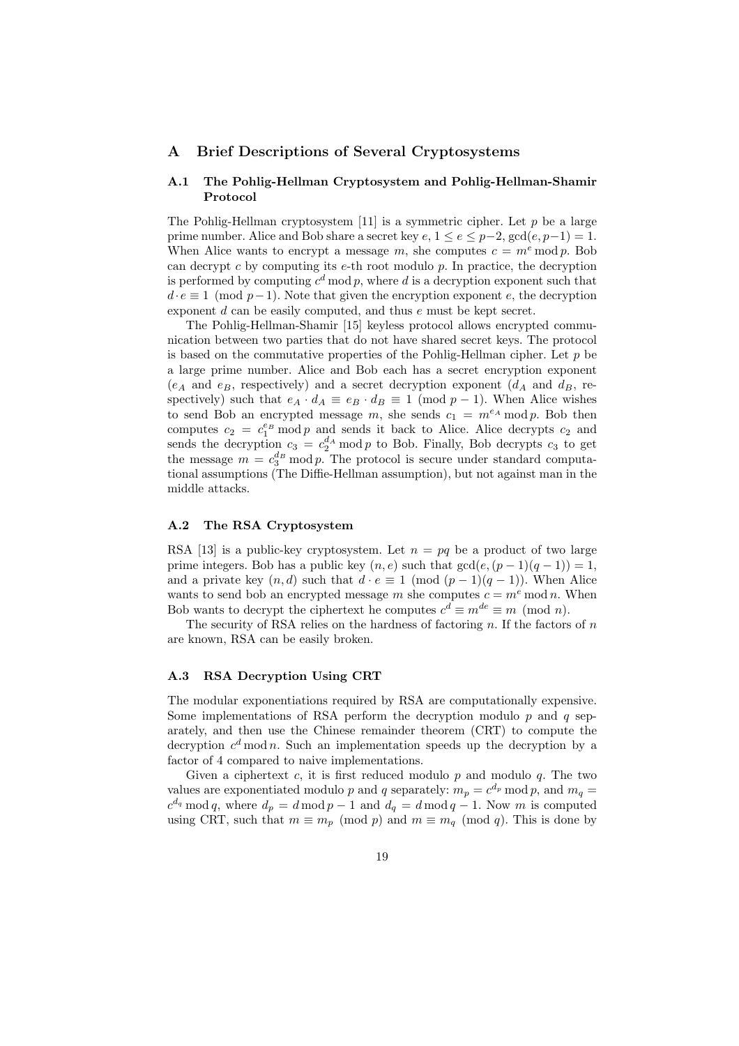# A Brief Descriptions of Several Cryptosystems

## A.1 The Pohlig-Hellman Cryptosystem and Pohlig-Hellman-Shamir Protocol

The Pohlig-Hellman cryptosystem [11] is a symmetric cipher. Let $p$ be a large prime number. Alice and Bob share a secret key $e$, $1 \leq e \leq p-2$, $\gcd(e, p-1) = 1$. When Alice wants to encrypt a message $m$, she computes $c = m^e \bmod p$. Bob can decrypt $c$ by computing its $e$-th root modulo $p$. In practice, the decryption is performed by computing $c^d \bmod p$, where $d$ is a decryption exponent such that $d \cdot e \equiv 1 \pmod{p-1}$. Note that given the encryption exponent $e$, the decryption exponent $d$ can be easily computed, and thus $e$ must be kept secret.

The Pohlig-Hellman-Shamir [15] keyless protocol allows encrypted communication between two parties that do not have shared secret keys. The protocol is based on the commutative properties of the Pohlig-Hellman cipher. Let $p$ be a large prime number. Alice and Bob each has a secret encryption exponent ($e_A$ and $e_B$, respectively) and a secret decryption exponent ($d_A$ and $d_B$, respectively) such that $e_A \cdot d_A \equiv e_B \cdot d_B \equiv 1 \pmod{p-1}$. When Alice wishes to send Bob an encrypted message $m$, she sends $c_1 = m^{e_A} \bmod p$. Bob then computes $c_2 = c_1^{e_B} \bmod p$ and sends it back to Alice. Alice decrypts $c_2$ and sends the decryption $c_3 = c_2^{d_A} \bmod p$ to Bob. Finally, Bob decrypts $c_3$ to get the message $m = c_3^{d_B} \bmod p$. The protocol is secure under standard computational assumptions (The Diffie-Hellman assumption), but not against man in the middle attacks.

## A.2 The RSA Cryptosystem

RSA [13] is a public-key cryptosystem. Let $n = pq$ be a product of two large prime integers. Bob has a public key $(n, e)$ such that $\gcd(e, (p-1)(q-1)) = 1$, and a private key $(n, d)$ such that $d \cdot e \equiv 1 \pmod{(p-1)(q-1)}$. When Alice wants to send bob an encrypted message $m$ she computes $c = m^e \bmod n$. When Bob wants to decrypt the ciphertext he computes $c^d \equiv m^{de} \equiv m \pmod{n}$.

The security of RSA relies on the hardness of factoring $n$. If the factors of $n$ are known, RSA can be easily broken.

## A.3 RSA Decryption Using CRT

The modular exponentiations required by RSA are computationally expensive. Some implementations of RSA perform the decryption modulo $p$ and $q$ separately, and then use the Chinese remainder theorem (CRT) to compute the decryption $c^d \bmod n$. Such an implementation speeds up the decryption by a factor of 4 compared to naive implementations.

Given a ciphertext $c$, it is first reduced modulo $p$ and modulo $q$. The two values are exponentiated modulo $p$ and $q$ separately: $m_p = c^{d_p} \bmod p$, and $m_q = c^{d_q} \bmod q$, where $d_p = d \bmod p-1$ and $d_q = d \bmod q-1$. Now $m$ is computed using CRT, such that $m \equiv m_p \pmod{p}$ and $m \equiv m_q \pmod{q}$. This is done by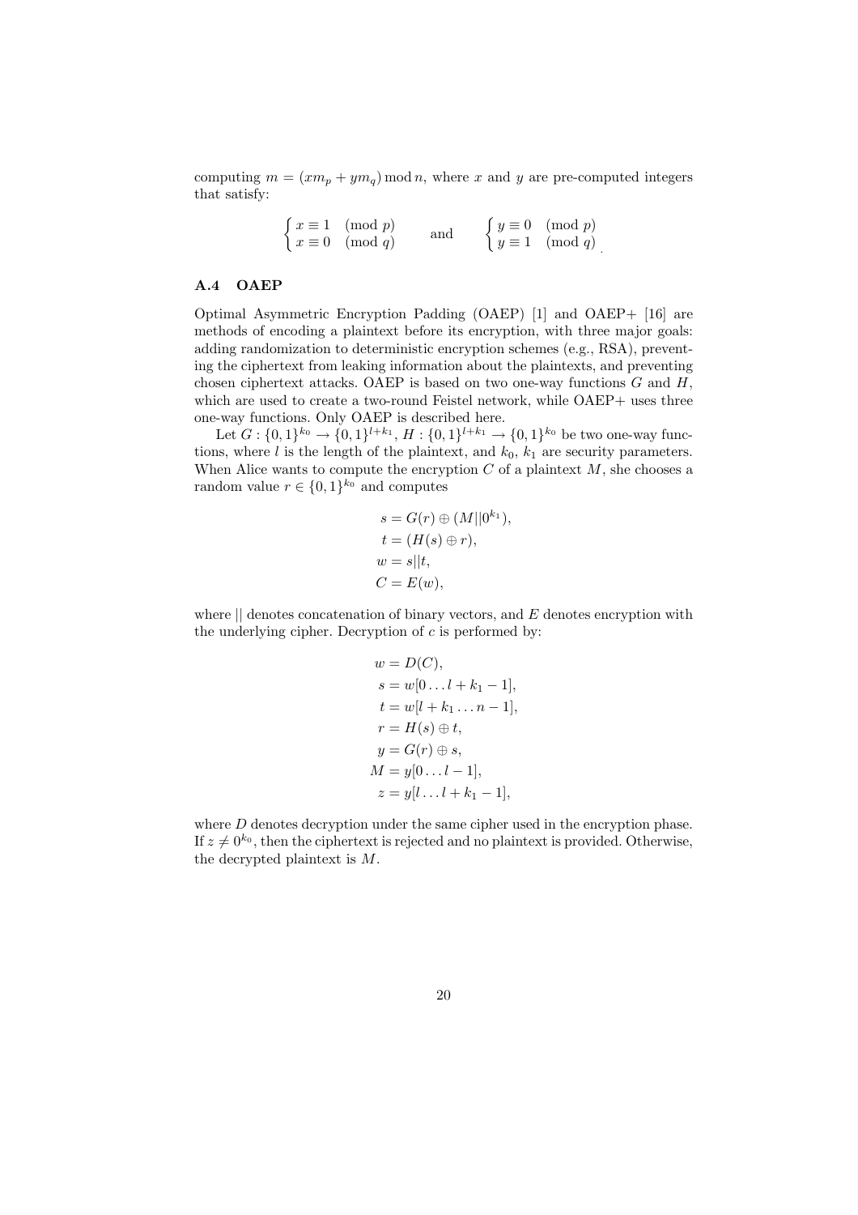computing $m = (xm_p + ym_q) \bmod n$, where $x$ and $y$ are pre-computed integers that satisfy:

$$\begin{cases} x \equiv 1 \pmod p \\ x \equiv 0 \pmod q \end{cases} \quad \text{and} \quad \begin{cases} y \equiv 0 \pmod p \\ y \equiv 1 \pmod q \end{cases}.$$

### A.4 OAEP

Optimal Asymmetric Encryption Padding (OAEP) [1] and OAEP+ [16] are methods of encoding a plaintext before its encryption, with three major goals: adding randomization to deterministic encryption schemes (e.g., RSA), preventing the ciphertext from leaking information about the plaintexts, and preventing chosen ciphertext attacks. OAEP is based on two one-way functions $G$ and $H$, which are used to create a two-round Feistel network, while OAEP+ uses three one-way functions. Only OAEP is described here.

Let $G : \{0,1\}^{k_0} \to \{0,1\}^{l+k_1}$, $H : \{0,1\}^{l+k_1} \to \{0,1\}^{k_0}$ be two one-way functions, where $l$ is the length of the plaintext, and $k_0$, $k_1$ are security parameters. When Alice wants to compute the encryption $C$ of a plaintext $M$, she chooses a random value $r \in \{0,1\}^{k_0}$ and computes

$$\begin{aligned} s &= G(r) \oplus (M || 0^{k_1}), \\ t &= (H(s) \oplus r), \\ w &= s || t, \\ C &= E(w), \end{aligned}$$

where $||$ denotes concatenation of binary vectors, and $E$ denotes encryption with the underlying cipher. Decryption of $c$ is performed by:

$$\begin{aligned} w &= D(C), \\ s &= w[0 \ldots l + k_1 - 1], \\ t &= w[l + k_1 \ldots n - 1], \\ r &= H(s) \oplus t, \\ y &= G(r) \oplus s, \\ M &= y[0 \ldots l - 1], \\ z &= y[l \ldots l + k_1 - 1], \end{aligned}$$

where $D$ denotes decryption under the same cipher used in the encryption phase. If $z \neq 0^{k_0}$, then the ciphertext is rejected and no plaintext is provided. Otherwise, the decrypted plaintext is $M$.